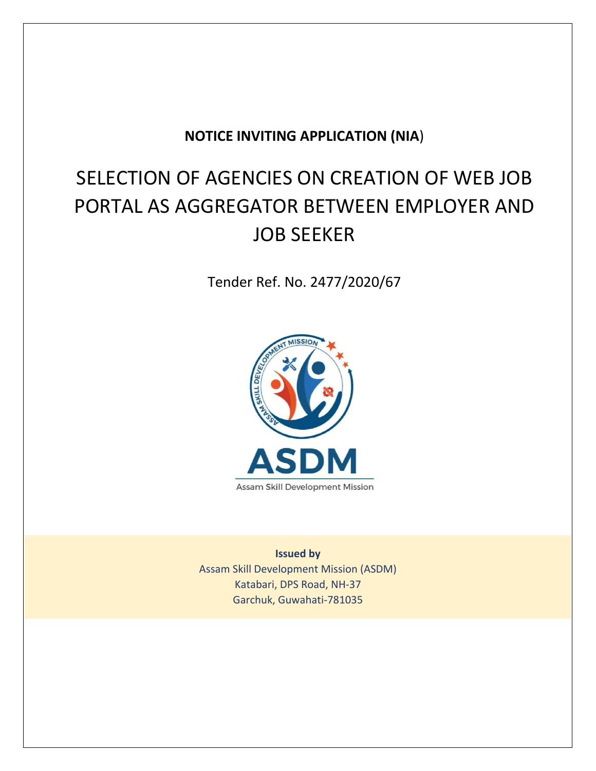**NOTICE INVITING APPLICATION (NIA**)

# SELECTION OF AGENCIES ON CREATION OF WEB JOB PORTAL AS AGGREGATOR BETWEEN EMPLOYER AND JOB SEEKER

Tender Ref. No. 2477/2020/67

**Issued by**

Assam Skill Development Mission (ASDM)
Katabari, DPS Road, NH-37
Garchuk, Guwahati-781035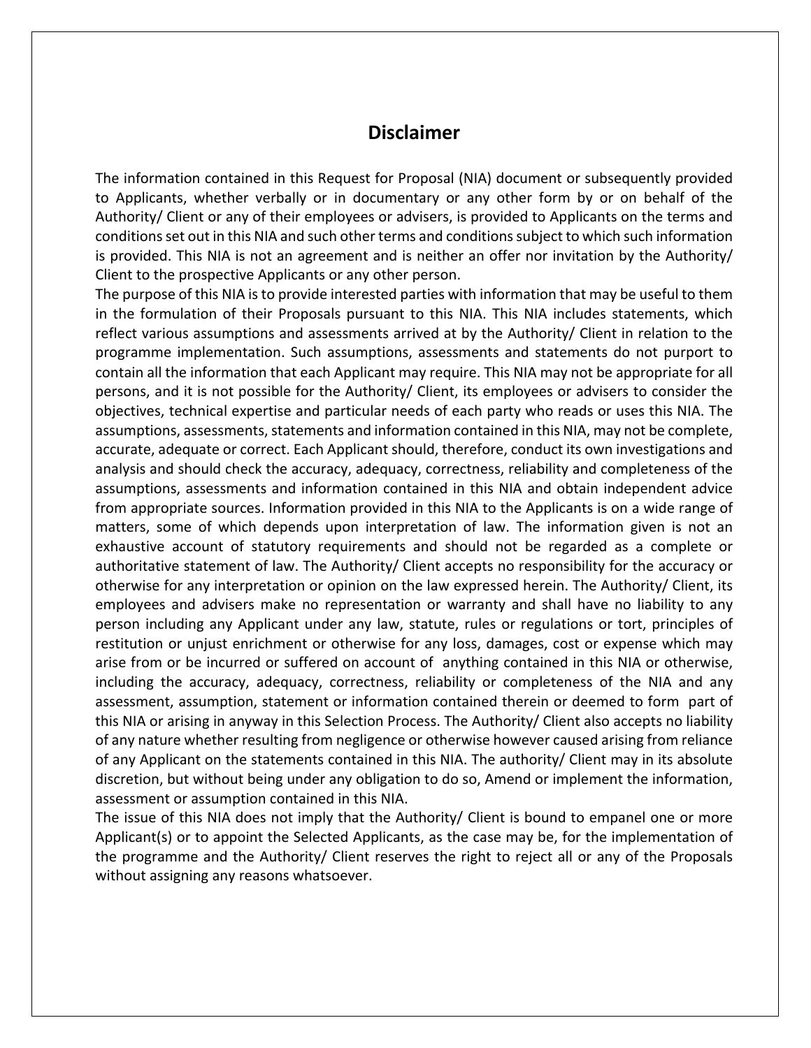# Disclaimer

The information contained in this Request for Proposal (NIA) document or subsequently provided to Applicants, whether verbally or in documentary or any other form by or on behalf of the Authority/ Client or any of their employees or advisers, is provided to Applicants on the terms and conditions set out in this NIA and such other terms and conditions subject to which such information is provided. This NIA is not an agreement and is neither an offer nor invitation by the Authority/ Client to the prospective Applicants or any other person.

The purpose of this NIA is to provide interested parties with information that may be useful to them in the formulation of their Proposals pursuant to this NIA. This NIA includes statements, which reflect various assumptions and assessments arrived at by the Authority/ Client in relation to the programme implementation. Such assumptions, assessments and statements do not purport to contain all the information that each Applicant may require. This NIA may not be appropriate for all persons, and it is not possible for the Authority/ Client, its employees or advisers to consider the objectives, technical expertise and particular needs of each party who reads or uses this NIA. The assumptions, assessments, statements and information contained in this NIA, may not be complete, accurate, adequate or correct. Each Applicant should, therefore, conduct its own investigations and analysis and should check the accuracy, adequacy, correctness, reliability and completeness of the assumptions, assessments and information contained in this NIA and obtain independent advice from appropriate sources. Information provided in this NIA to the Applicants is on a wide range of matters, some of which depends upon interpretation of law. The information given is not an exhaustive account of statutory requirements and should not be regarded as a complete or authoritative statement of law. The Authority/ Client accepts no responsibility for the accuracy or otherwise for any interpretation or opinion on the law expressed herein. The Authority/ Client, its employees and advisers make no representation or warranty and shall have no liability to any person including any Applicant under any law, statute, rules or regulations or tort, principles of restitution or unjust enrichment or otherwise for any loss, damages, cost or expense which may arise from or be incurred or suffered on account of anything contained in this NIA or otherwise, including the accuracy, adequacy, correctness, reliability or completeness of the NIA and any assessment, assumption, statement or information contained therein or deemed to form part of this NIA or arising in anyway in this Selection Process. The Authority/ Client also accepts no liability of any nature whether resulting from negligence or otherwise however caused arising from reliance of any Applicant on the statements contained in this NIA. The authority/ Client may in its absolute discretion, but without being under any obligation to do so, Amend or implement the information, assessment or assumption contained in this NIA.

The issue of this NIA does not imply that the Authority/ Client is bound to empanel one or more Applicant(s) or to appoint the Selected Applicants, as the case may be, for the implementation of the programme and the Authority/ Client reserves the right to reject all or any of the Proposals without assigning any reasons whatsoever.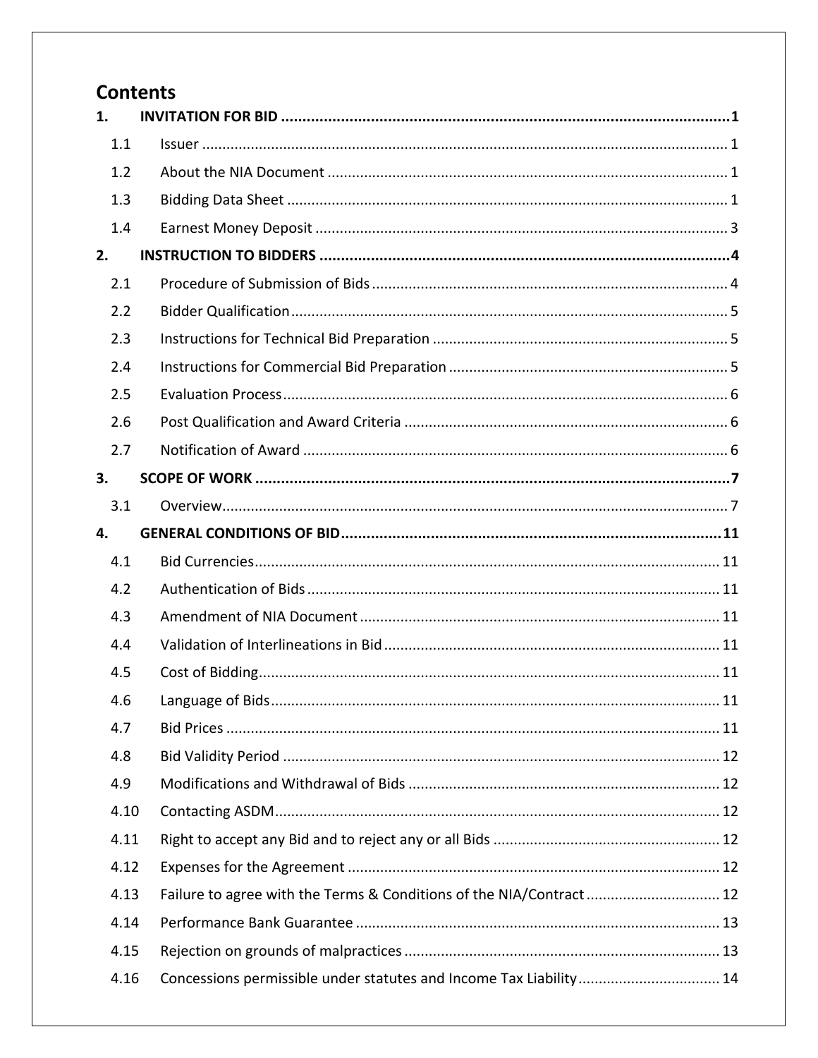# Contents

**1. INVITATION FOR BID .......... 1**

- 1.1 Issuer .......... 1
- 1.2 About the NIA Document .......... 1
- 1.3 Bidding Data Sheet .......... 1
- 1.4 Earnest Money Deposit .......... 3

**2. INSTRUCTION TO BIDDERS .......... 4**

- 2.1 Procedure of Submission of Bids .......... 4
- 2.2 Bidder Qualification .......... 5
- 2.3 Instructions for Technical Bid Preparation .......... 5
- 2.4 Instructions for Commercial Bid Preparation .......... 5
- 2.5 Evaluation Process .......... 6
- 2.6 Post Qualification and Award Criteria .......... 6
- 2.7 Notification of Award .......... 6

**3. SCOPE OF WORK .......... 7**

- 3.1 Overview .......... 7

**4. GENERAL CONDITIONS OF BID .......... 11**

- 4.1 Bid Currencies .......... 11
- 4.2 Authentication of Bids .......... 11
- 4.3 Amendment of NIA Document .......... 11
- 4.4 Validation of Interlineations in Bid .......... 11
- 4.5 Cost of Bidding .......... 11
- 4.6 Language of Bids .......... 11
- 4.7 Bid Prices .......... 11
- 4.8 Bid Validity Period .......... 12
- 4.9 Modifications and Withdrawal of Bids .......... 12
- 4.10 Contacting ASDM .......... 12
- 4.11 Right to accept any Bid and to reject any or all Bids .......... 12
- 4.12 Expenses for the Agreement .......... 12
- 4.13 Failure to agree with the Terms & Conditions of the NIA/Contract .......... 12
- 4.14 Performance Bank Guarantee .......... 13
- 4.15 Rejection on grounds of malpractices .......... 13
- 4.16 Concessions permissible under statutes and Income Tax Liability .......... 14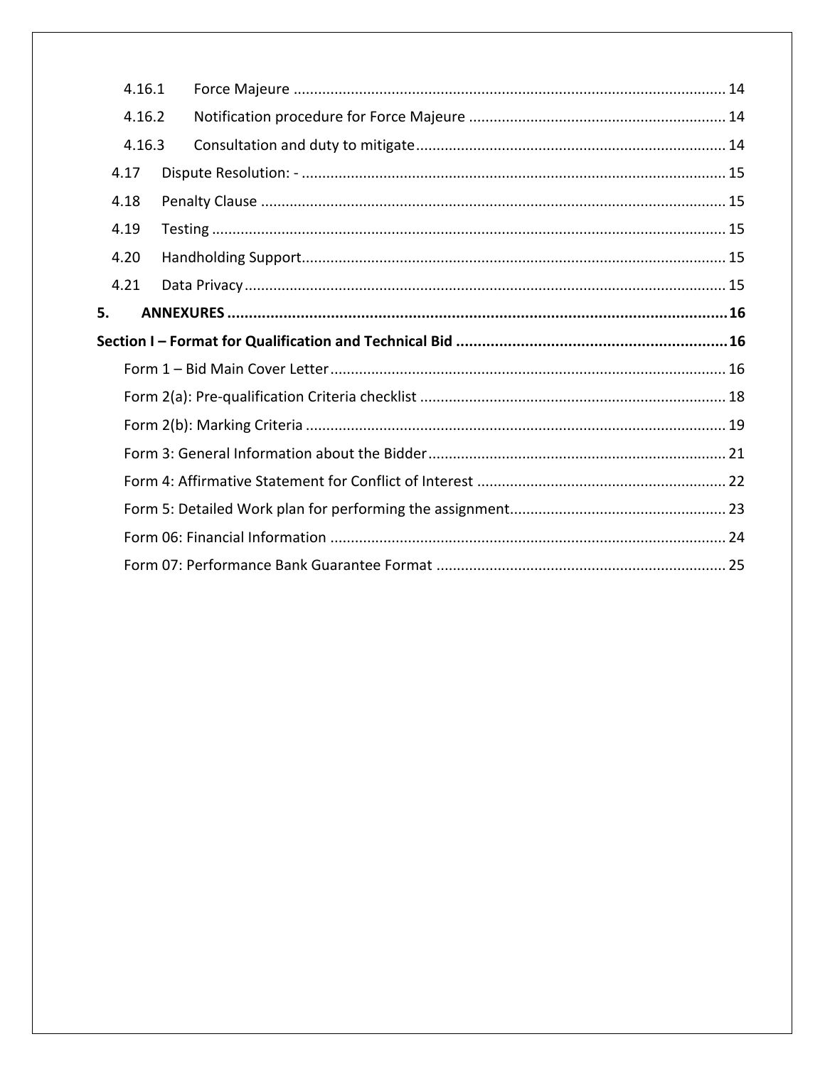4.16.1 Force Majeure ........................................................................................................ 14

4.16.2 Notification procedure for Force Majeure .............................................................. 14

4.16.3 Consultation and duty to mitigate........................................................................... 14

4.17 Dispute Resolution: - ...................................................................................................... 15

4.18 Penalty Clause ................................................................................................................ 15

4.19 Testing ............................................................................................................................ 15

4.20 Handholding Support...................................................................................................... 15

4.21 Data Privacy .................................................................................................................... 15

**5. ANNEXURES ..................................................................................................................... 16**

**Section I – Format for Qualification and Technical Bid ............................................................... 16**

Form 1 – Bid Main Cover Letter ............................................................................................... 16

Form 2(a): Pre-qualification Criteria checklist .......................................................................... 18

Form 2(b): Marking Criteria ...................................................................................................... 19

Form 3: General Information about the Bidder ........................................................................ 21

Form 4: Affirmative Statement for Conflict of Interest ............................................................ 22

Form 5: Detailed Work plan for performing the assignment.................................................... 23

Form 06: Financial Information ................................................................................................ 24

Form 07: Performance Bank Guarantee Format ...................................................................... 25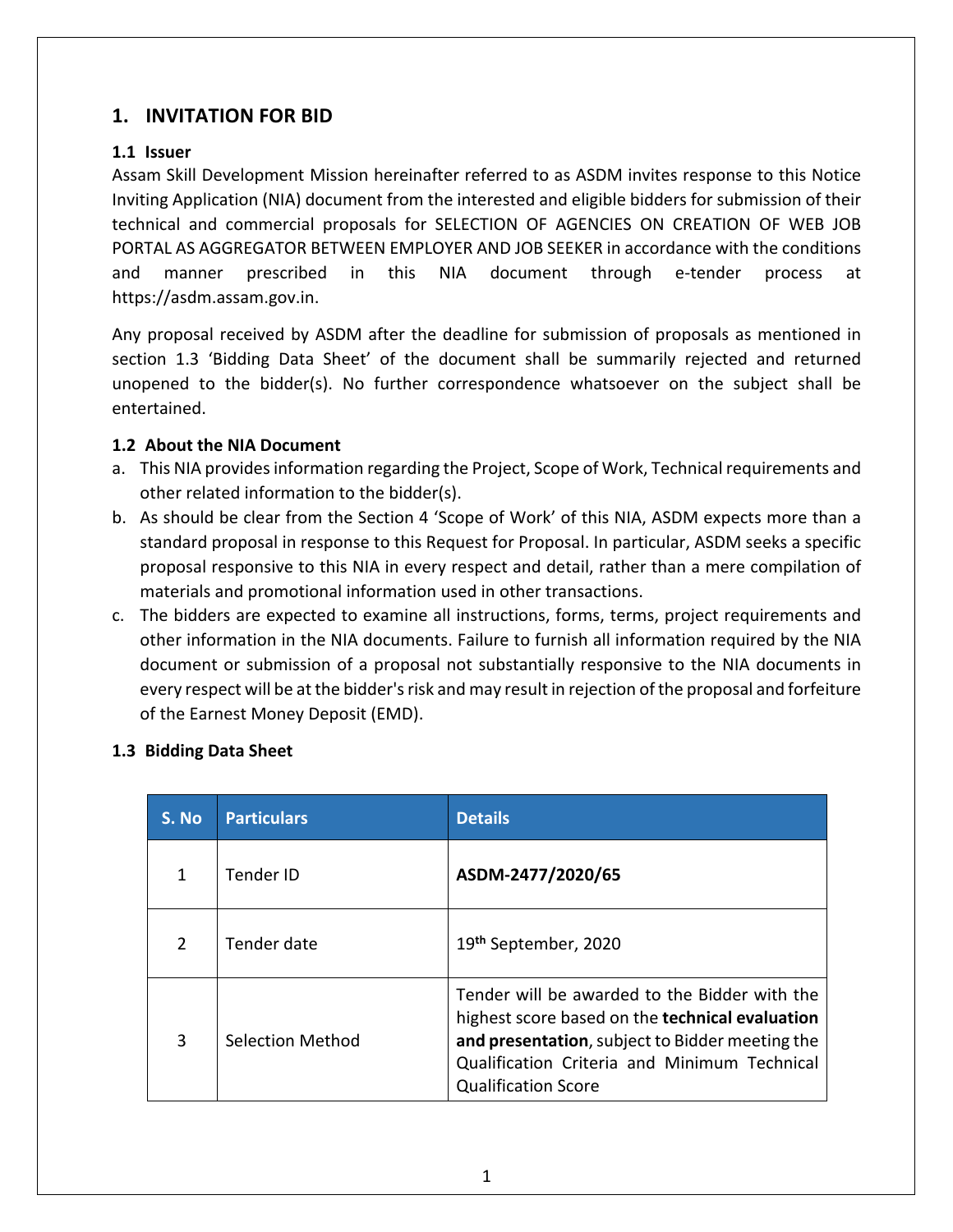## 1. INVITATION FOR BID

### 1.1 Issuer

Assam Skill Development Mission hereinafter referred to as ASDM invites response to this Notice Inviting Application (NIA) document from the interested and eligible bidders for submission of their technical and commercial proposals for SELECTION OF AGENCIES ON CREATION OF WEB JOB PORTAL AS AGGREGATOR BETWEEN EMPLOYER AND JOB SEEKER in accordance with the conditions and manner prescribed in this NIA document through e-tender process at https://asdm.assam.gov.in.

Any proposal received by ASDM after the deadline for submission of proposals as mentioned in section 1.3 'Bidding Data Sheet' of the document shall be summarily rejected and returned unopened to the bidder(s). No further correspondence whatsoever on the subject shall be entertained.

### 1.2 About the NIA Document

a. This NIA provides information regarding the Project, Scope of Work, Technical requirements and other related information to the bidder(s).

b. As should be clear from the Section 4 'Scope of Work' of this NIA, ASDM expects more than a standard proposal in response to this Request for Proposal. In particular, ASDM seeks a specific proposal responsive to this NIA in every respect and detail, rather than a mere compilation of materials and promotional information used in other transactions.

c. The bidders are expected to examine all instructions, forms, terms, project requirements and other information in the NIA documents. Failure to furnish all information required by the NIA document or submission of a proposal not substantially responsive to the NIA documents in every respect will be at the bidder's risk and may result in rejection of the proposal and forfeiture of the Earnest Money Deposit (EMD).

### 1.3 Bidding Data Sheet

| S. No | Particulars | Details |
|---|---|---|
| 1 | Tender ID | **ASDM-2477/2020/65** |
| 2 | Tender date | 19th September, 2020 |
| 3 | Selection Method | Tender will be awarded to the Bidder with the highest score based on the **technical evaluation and presentation**, subject to Bidder meeting the Qualification Criteria and Minimum Technical Qualification Score |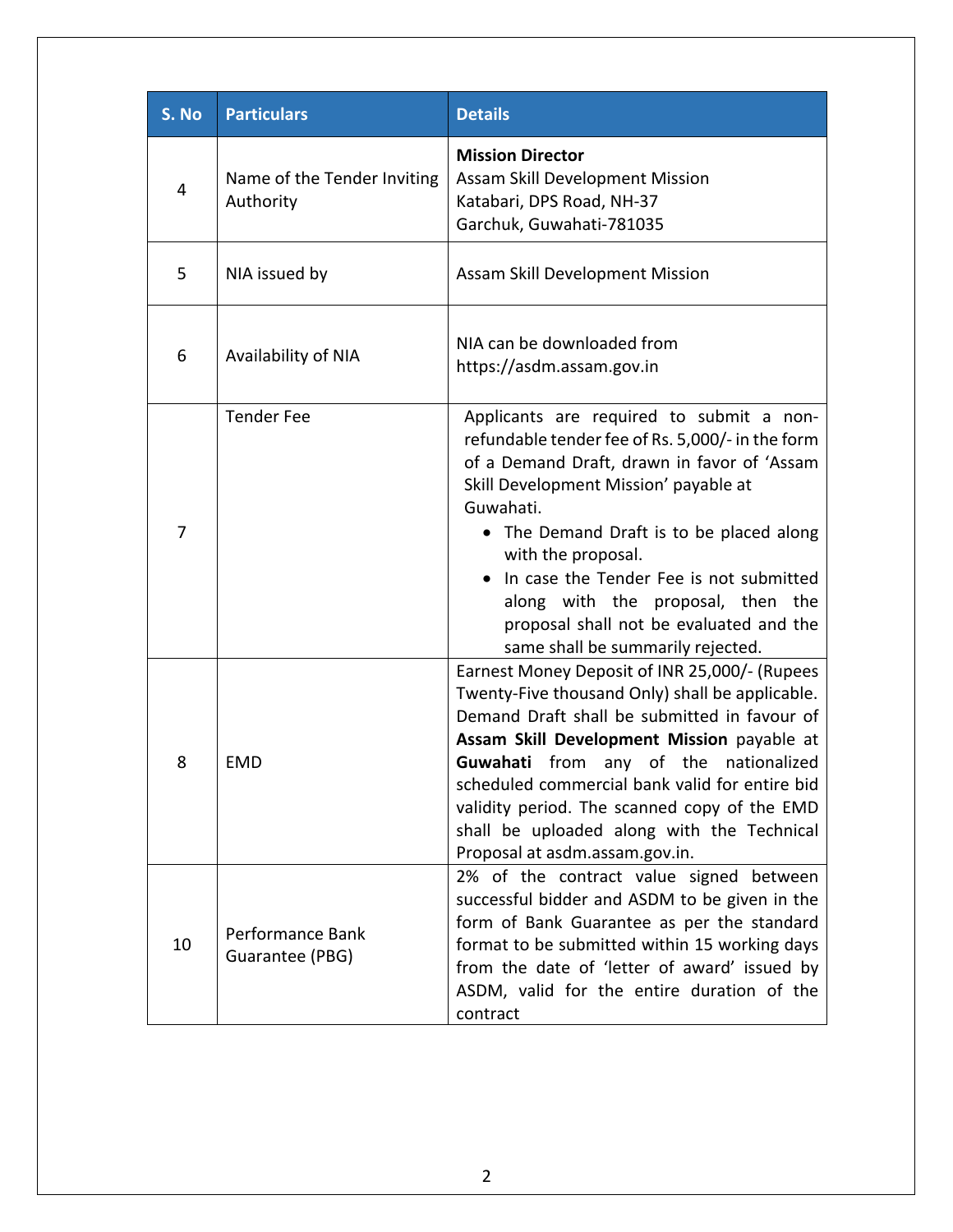| S. No | Particulars | Details |
|---|---|---|
| 4 | Name of the Tender Inviting Authority | **Mission Director**<br>Assam Skill Development Mission<br>Katabari, DPS Road, NH-37<br>Garchuk, Guwahati-781035 |
| 5 | NIA issued by | Assam Skill Development Mission |
| 6 | Availability of NIA | NIA can be downloaded from https://asdm.assam.gov.in |
| 7 | Tender Fee | Applicants are required to submit a non-refundable tender fee of Rs. 5,000/- in the form of a Demand Draft, drawn in favor of 'Assam Skill Development Mission' payable at Guwahati.<br>• The Demand Draft is to be placed along with the proposal.<br>• In case the Tender Fee is not submitted along with the proposal, then the proposal shall not be evaluated and the same shall be summarily rejected. |
| 8 | EMD | Earnest Money Deposit of INR 25,000/- (Rupees Twenty-Five thousand Only) shall be applicable. Demand Draft shall be submitted in favour of **Assam Skill Development Mission** payable at **Guwahati** from any of the nationalized scheduled commercial bank valid for entire bid validity period. The scanned copy of the EMD shall be uploaded along with the Technical Proposal at asdm.assam.gov.in. |
| 10 | Performance Bank Guarantee (PBG) | 2% of the contract value signed between successful bidder and ASDM to be given in the form of Bank Guarantee as per the standard format to be submitted within 15 working days from the date of 'letter of award' issued by ASDM, valid for the entire duration of the contract |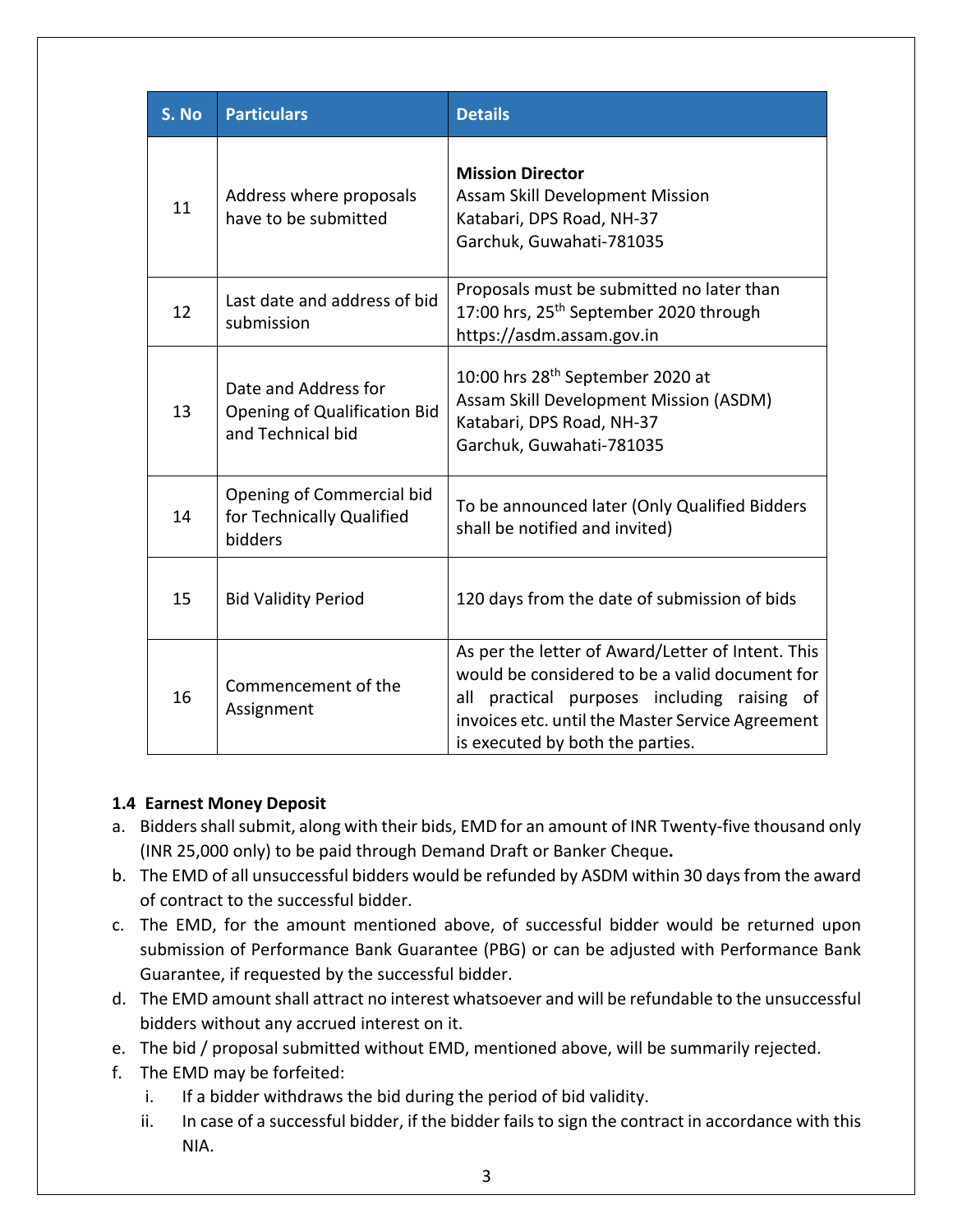| S. No | Particulars | Details |
|---|---|---|
| 11 | Address where proposals have to be submitted | **Mission Director**<br>Assam Skill Development Mission<br>Katabari, DPS Road, NH-37<br>Garchuk, Guwahati-781035 |
| 12 | Last date and address of bid submission | Proposals must be submitted no later than 17:00 hrs, 25th September 2020 through https://asdm.assam.gov.in |
| 13 | Date and Address for Opening of Qualification Bid and Technical bid | 10:00 hrs 28th September 2020 at<br>Assam Skill Development Mission (ASDM)<br>Katabari, DPS Road, NH-37<br>Garchuk, Guwahati-781035 |
| 14 | Opening of Commercial bid for Technically Qualified bidders | To be announced later (Only Qualified Bidders shall be notified and invited) |
| 15 | Bid Validity Period | 120 days from the date of submission of bids |
| 16 | Commencement of the Assignment | As per the letter of Award/Letter of Intent. This would be considered to be a valid document for all practical purposes including raising of invoices etc. until the Master Service Agreement is executed by both the parties. |

### 1.4 Earnest Money Deposit

a. Bidders shall submit, along with their bids, EMD for an amount of INR Twenty-five thousand only (INR 25,000 only) to be paid through Demand Draft or Banker Cheque**.**
b. The EMD of all unsuccessful bidders would be refunded by ASDM within 30 days from the award of contract to the successful bidder.
c. The EMD, for the amount mentioned above, of successful bidder would be returned upon submission of Performance Bank Guarantee (PBG) or can be adjusted with Performance Bank Guarantee, if requested by the successful bidder.
d. The EMD amount shall attract no interest whatsoever and will be refundable to the unsuccessful bidders without any accrued interest on it.
e. The bid / proposal submitted without EMD, mentioned above, will be summarily rejected.
f. The EMD may be forfeited:
   i. If a bidder withdraws the bid during the period of bid validity.
   ii. In case of a successful bidder, if the bidder fails to sign the contract in accordance with this NIA.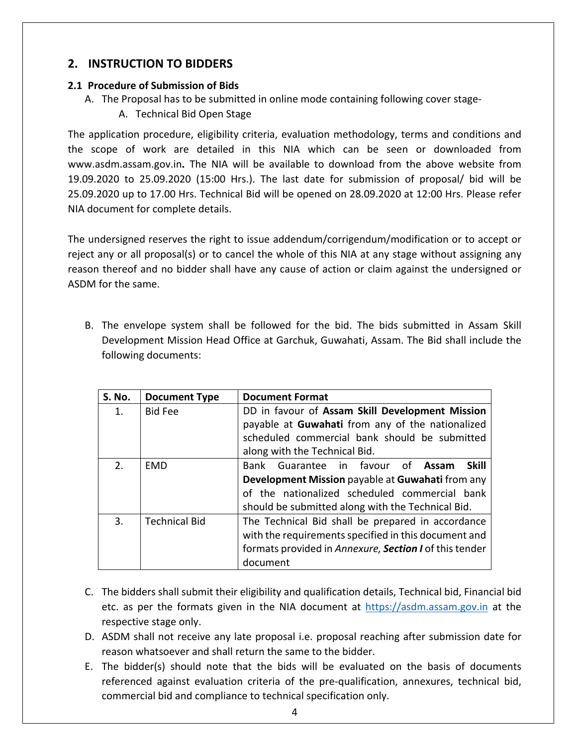## 2. INSTRUCTION TO BIDDERS

### 2.1 Procedure of Submission of Bids

A. The Proposal has to be submitted in online mode containing following cover stage-

   A. Technical Bid Open Stage

The application procedure, eligibility criteria, evaluation methodology, terms and conditions and the scope of work are detailed in this NIA which can be seen or downloaded from www.asdm.assam.gov.in**.** The NIA will be available to download from the above website from 19.09.2020 to 25.09.2020 (15:00 Hrs.). The last date for submission of proposal/ bid will be 25.09.2020 up to 17.00 Hrs. Technical Bid will be opened on 28.09.2020 at 12:00 Hrs. Please refer NIA document for complete details.

The undersigned reserves the right to issue addendum/corrigendum/modification or to accept or reject any or all proposal(s) or to cancel the whole of this NIA at any stage without assigning any reason thereof and no bidder shall have any cause of action or claim against the undersigned or ASDM for the same.

B. The envelope system shall be followed for the bid. The bids submitted in Assam Skill Development Mission Head Office at Garchuk, Guwahati, Assam. The Bid shall include the following documents:

| S. No. | Document Type | Document Format |
|---|---|---|
| 1. | Bid Fee | DD in favour of **Assam Skill Development Mission** payable at **Guwahati** from any of the nationalized scheduled commercial bank should be submitted along with the Technical Bid. |
| 2. | EMD | Bank Guarantee in favour of **Assam Skill Development Mission** payable at **Guwahati** from any of the nationalized scheduled commercial bank should be submitted along with the Technical Bid. |
| 3. | Technical Bid | The Technical Bid shall be prepared in accordance with the requirements specified in this document and formats provided in *Annexure, **Section I*** of this tender document |

C. The bidders shall submit their eligibility and qualification details, Technical bid, Financial bid etc. as per the formats given in the NIA document at https://asdm.assam.gov.in at the respective stage only.

D. ASDM shall not receive any late proposal i.e. proposal reaching after submission date for reason whatsoever and shall return the same to the bidder.

E. The bidder(s) should note that the bids will be evaluated on the basis of documents referenced against evaluation criteria of the pre-qualification, annexures, technical bid, commercial bid and compliance to technical specification only.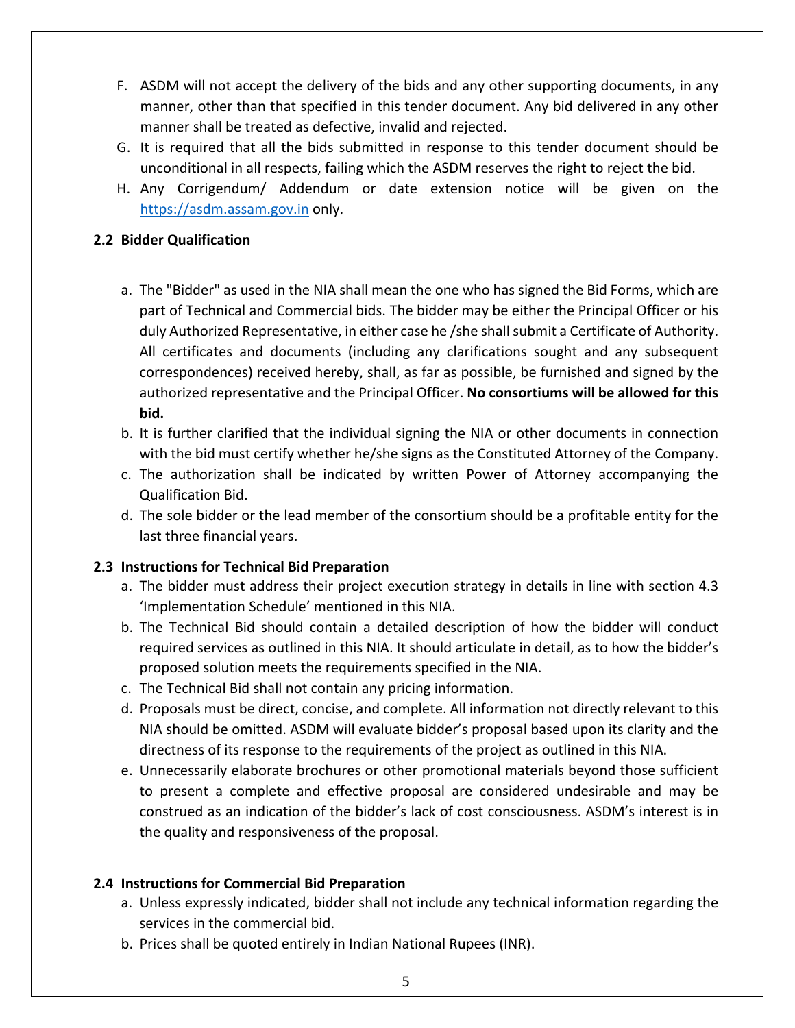F. ASDM will not accept the delivery of the bids and any other supporting documents, in any manner, other than that specified in this tender document. Any bid delivered in any other manner shall be treated as defective, invalid and rejected.

G. It is required that all the bids submitted in response to this tender document should be unconditional in all respects, failing which the ASDM reserves the right to reject the bid.

H. Any Corrigendum/ Addendum or date extension notice will be given on the [https://asdm.assam.gov.in](https://asdm.assam.gov.in) only.

## 2.2 Bidder Qualification

a. The "Bidder" as used in the NIA shall mean the one who has signed the Bid Forms, which are part of Technical and Commercial bids. The bidder may be either the Principal Officer or his duly Authorized Representative, in either case he /she shall submit a Certificate of Authority. All certificates and documents (including any clarifications sought and any subsequent correspondences) received hereby, shall, as far as possible, be furnished and signed by the authorized representative and the Principal Officer. **No consortiums will be allowed for this bid.**

b. It is further clarified that the individual signing the NIA or other documents in connection with the bid must certify whether he/she signs as the Constituted Attorney of the Company.

c. The authorization shall be indicated by written Power of Attorney accompanying the Qualification Bid.

d. The sole bidder or the lead member of the consortium should be a profitable entity for the last three financial years.

## 2.3 Instructions for Technical Bid Preparation

a. The bidder must address their project execution strategy in details in line with section 4.3 'Implementation Schedule' mentioned in this NIA.

b. The Technical Bid should contain a detailed description of how the bidder will conduct required services as outlined in this NIA. It should articulate in detail, as to how the bidder's proposed solution meets the requirements specified in the NIA.

c. The Technical Bid shall not contain any pricing information.

d. Proposals must be direct, concise, and complete. All information not directly relevant to this NIA should be omitted. ASDM will evaluate bidder's proposal based upon its clarity and the directness of its response to the requirements of the project as outlined in this NIA.

e. Unnecessarily elaborate brochures or other promotional materials beyond those sufficient to present a complete and effective proposal are considered undesirable and may be construed as an indication of the bidder's lack of cost consciousness. ASDM's interest is in the quality and responsiveness of the proposal.

## 2.4 Instructions for Commercial Bid Preparation

a. Unless expressly indicated, bidder shall not include any technical information regarding the services in the commercial bid.

b. Prices shall be quoted entirely in Indian National Rupees (INR).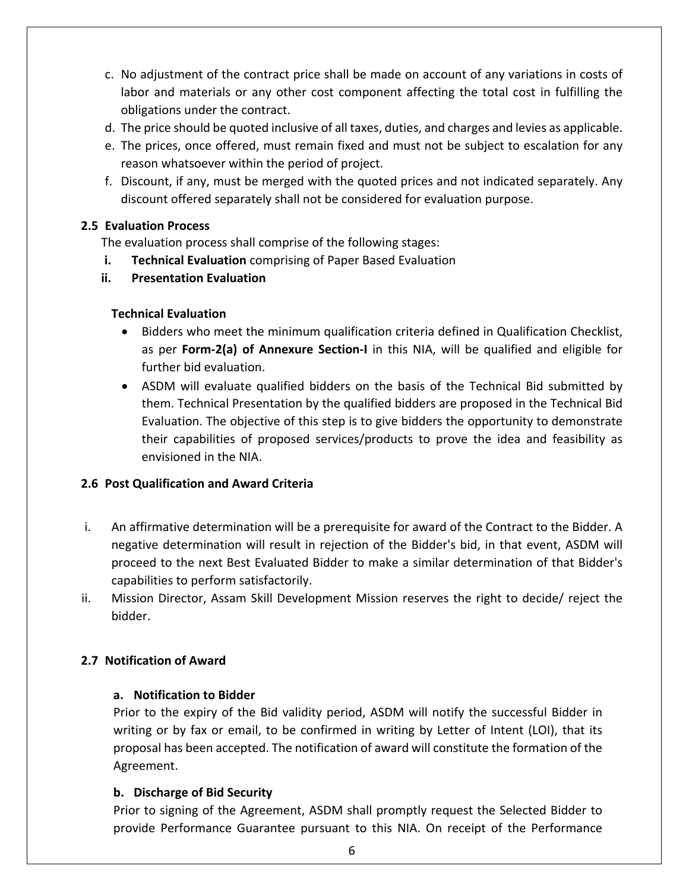c. No adjustment of the contract price shall be made on account of any variations in costs of labor and materials or any other cost component affecting the total cost in fulfilling the obligations under the contract.
d. The price should be quoted inclusive of all taxes, duties, and charges and levies as applicable.
e. The prices, once offered, must remain fixed and must not be subject to escalation for any reason whatsoever within the period of project.
f. Discount, if any, must be merged with the quoted prices and not indicated separately. Any discount offered separately shall not be considered for evaluation purpose.

### 2.5 Evaluation Process

The evaluation process shall comprise of the following stages:

i. **Technical Evaluation** comprising of Paper Based Evaluation
ii. **Presentation Evaluation**

**Technical Evaluation**

- Bidders who meet the minimum qualification criteria defined in Qualification Checklist, as per **Form-2(a) of Annexure Section-I** in this NIA, will be qualified and eligible for further bid evaluation.
- ASDM will evaluate qualified bidders on the basis of the Technical Bid submitted by them. Technical Presentation by the qualified bidders are proposed in the Technical Bid Evaluation. The objective of this step is to give bidders the opportunity to demonstrate their capabilities of proposed services/products to prove the idea and feasibility as envisioned in the NIA.

### 2.6 Post Qualification and Award Criteria

i. An affirmative determination will be a prerequisite for award of the Contract to the Bidder. A negative determination will result in rejection of the Bidder's bid, in that event, ASDM will proceed to the next Best Evaluated Bidder to make a similar determination of that Bidder's capabilities to perform satisfactorily.
ii. Mission Director, Assam Skill Development Mission reserves the right to decide/ reject the bidder.

### 2.7 Notification of Award

#### a. Notification to Bidder

Prior to the expiry of the Bid validity period, ASDM will notify the successful Bidder in writing or by fax or email, to be confirmed in writing by Letter of Intent (LOI), that its proposal has been accepted. The notification of award will constitute the formation of the Agreement.

#### b. Discharge of Bid Security

Prior to signing of the Agreement, ASDM shall promptly request the Selected Bidder to provide Performance Guarantee pursuant to this NIA. On receipt of the Performance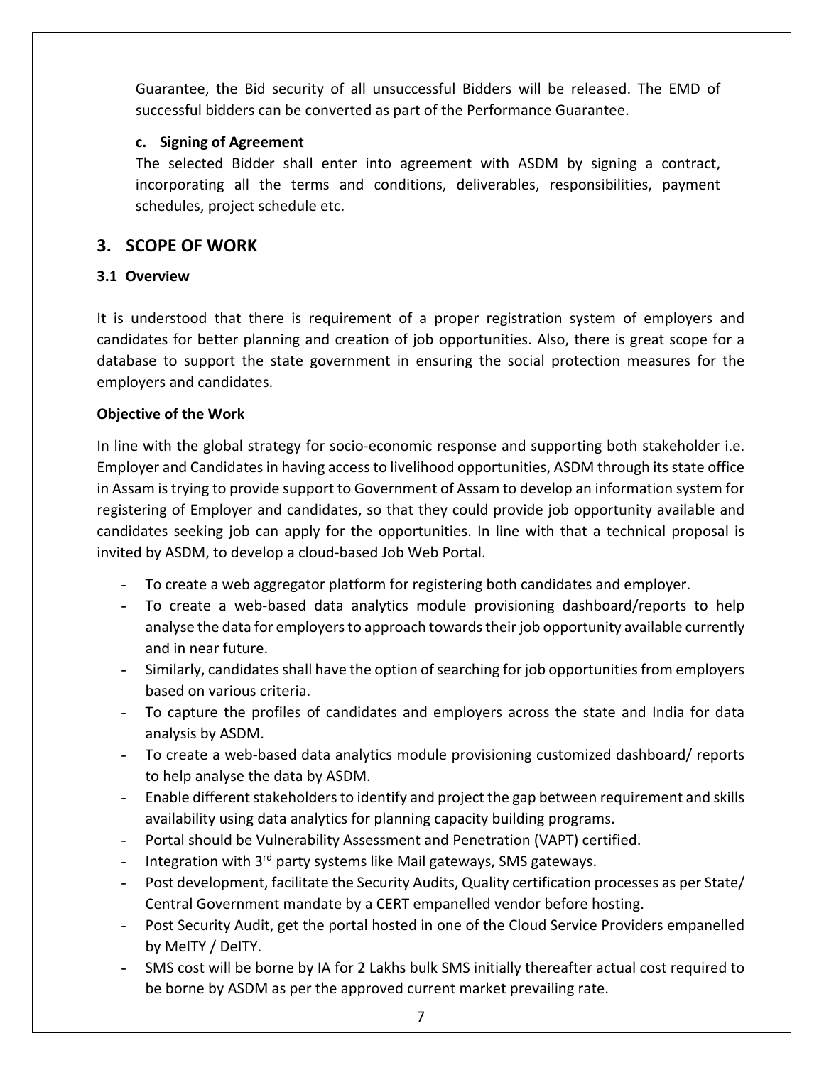Guarantee, the Bid security of all unsuccessful Bidders will be released. The EMD of successful bidders can be converted as part of the Performance Guarantee.

**c. Signing of Agreement**

The selected Bidder shall enter into agreement with ASDM by signing a contract, incorporating all the terms and conditions, deliverables, responsibilities, payment schedules, project schedule etc.

## 3. SCOPE OF WORK

### 3.1 Overview

It is understood that there is requirement of a proper registration system of employers and candidates for better planning and creation of job opportunities. Also, there is great scope for a database to support the state government in ensuring the social protection measures for the employers and candidates.

**Objective of the Work**

In line with the global strategy for socio-economic response and supporting both stakeholder i.e. Employer and Candidates in having access to livelihood opportunities, ASDM through its state office in Assam is trying to provide support to Government of Assam to develop an information system for registering of Employer and candidates, so that they could provide job opportunity available and candidates seeking job can apply for the opportunities. In line with that a technical proposal is invited by ASDM, to develop a cloud-based Job Web Portal.

- To create a web aggregator platform for registering both candidates and employer.
- To create a web-based data analytics module provisioning dashboard/reports to help analyse the data for employers to approach towards their job opportunity available currently and in near future.
- Similarly, candidates shall have the option of searching for job opportunities from employers based on various criteria.
- To capture the profiles of candidates and employers across the state and India for data analysis by ASDM.
- To create a web-based data analytics module provisioning customized dashboard/ reports to help analyse the data by ASDM.
- Enable different stakeholders to identify and project the gap between requirement and skills availability using data analytics for planning capacity building programs.
- Portal should be Vulnerability Assessment and Penetration (VAPT) certified.
- Integration with 3rd party systems like Mail gateways, SMS gateways.
- Post development, facilitate the Security Audits, Quality certification processes as per State/ Central Government mandate by a CERT empanelled vendor before hosting.
- Post Security Audit, get the portal hosted in one of the Cloud Service Providers empanelled by MeITY / DeITY.
- SMS cost will be borne by IA for 2 Lakhs bulk SMS initially thereafter actual cost required to be borne by ASDM as per the approved current market prevailing rate.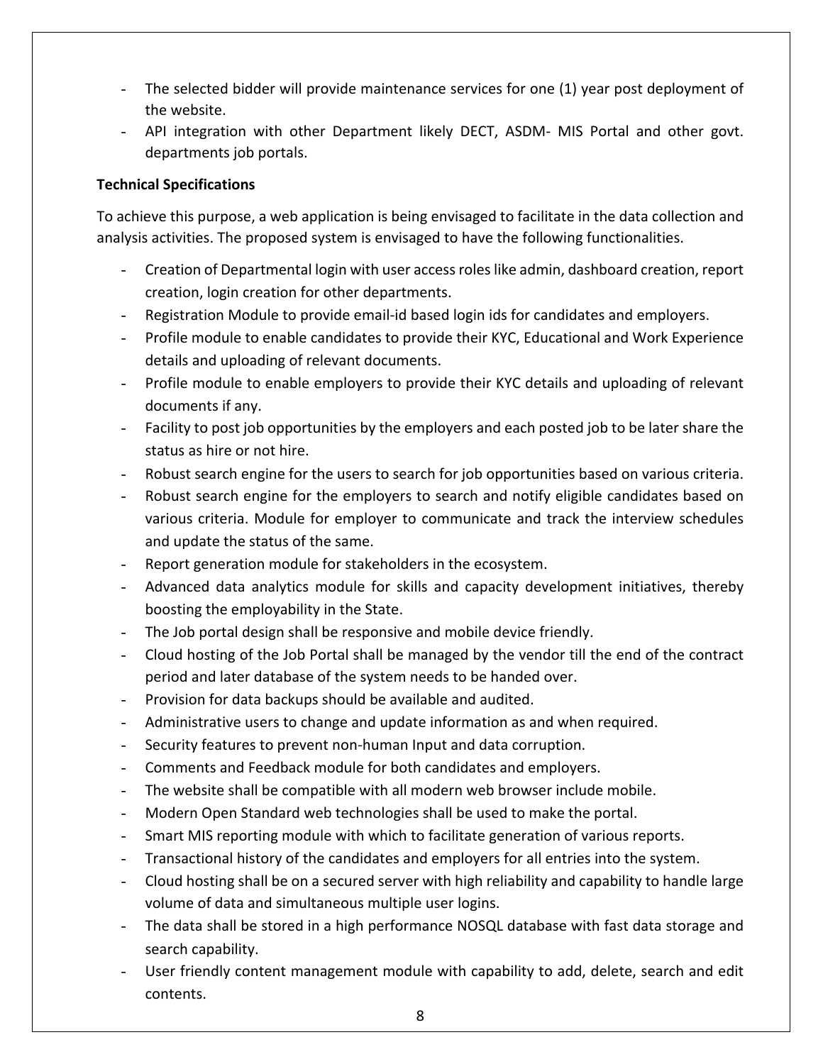- The selected bidder will provide maintenance services for one (1) year post deployment of the website.
- API integration with other Department likely DECT, ASDM- MIS Portal and other govt. departments job portals.

**Technical Specifications**

To achieve this purpose, a web application is being envisaged to facilitate in the data collection and analysis activities. The proposed system is envisaged to have the following functionalities.

- Creation of Departmental login with user access roles like admin, dashboard creation, report creation, login creation for other departments.
- Registration Module to provide email-id based login ids for candidates and employers.
- Profile module to enable candidates to provide their KYC, Educational and Work Experience details and uploading of relevant documents.
- Profile module to enable employers to provide their KYC details and uploading of relevant documents if any.
- Facility to post job opportunities by the employers and each posted job to be later share the status as hire or not hire.
- Robust search engine for the users to search for job opportunities based on various criteria.
- Robust search engine for the employers to search and notify eligible candidates based on various criteria. Module for employer to communicate and track the interview schedules and update the status of the same.
- Report generation module for stakeholders in the ecosystem.
- Advanced data analytics module for skills and capacity development initiatives, thereby boosting the employability in the State.
- The Job portal design shall be responsive and mobile device friendly.
- Cloud hosting of the Job Portal shall be managed by the vendor till the end of the contract period and later database of the system needs to be handed over.
- Provision for data backups should be available and audited.
- Administrative users to change and update information as and when required.
- Security features to prevent non-human Input and data corruption.
- Comments and Feedback module for both candidates and employers.
- The website shall be compatible with all modern web browser include mobile.
- Modern Open Standard web technologies shall be used to make the portal.
- Smart MIS reporting module with which to facilitate generation of various reports.
- Transactional history of the candidates and employers for all entries into the system.
- Cloud hosting shall be on a secured server with high reliability and capability to handle large volume of data and simultaneous multiple user logins.
- The data shall be stored in a high performance NOSQL database with fast data storage and search capability.
- User friendly content management module with capability to add, delete, search and edit contents.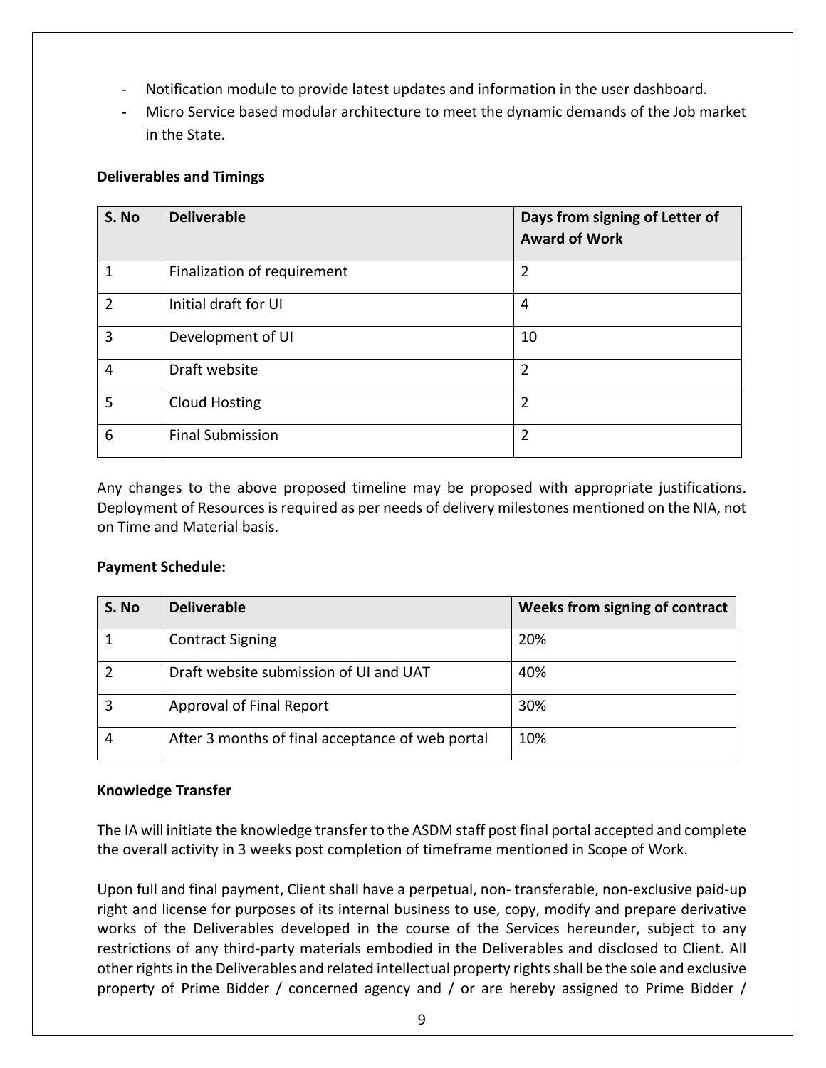- Notification module to provide latest updates and information in the user dashboard.
- Micro Service based modular architecture to meet the dynamic demands of the Job market in the State.

**Deliverables and Timings**

| S. No | Deliverable | Days from signing of Letter of Award of Work |
|---|---|---|
| 1 | Finalization of requirement | 2 |
| 2 | Initial draft for UI | 4 |
| 3 | Development of UI | 10 |
| 4 | Draft website | 2 |
| 5 | Cloud Hosting | 2 |
| 6 | Final Submission | 2 |

Any changes to the above proposed timeline may be proposed with appropriate justifications. Deployment of Resources is required as per needs of delivery milestones mentioned on the NIA, not on Time and Material basis.

**Payment Schedule:**

| S. No | Deliverable | Weeks from signing of contract |
|---|---|---|
| 1 | Contract Signing | 20% |
| 2 | Draft website submission of UI and UAT | 40% |
| 3 | Approval of Final Report | 30% |
| 4 | After 3 months of final acceptance of web portal | 10% |

**Knowledge Transfer**

The IA will initiate the knowledge transfer to the ASDM staff post final portal accepted and complete the overall activity in 3 weeks post completion of timeframe mentioned in Scope of Work.

Upon full and final payment, Client shall have a perpetual, non- transferable, non-exclusive paid-up right and license for purposes of its internal business to use, copy, modify and prepare derivative works of the Deliverables developed in the course of the Services hereunder, subject to any restrictions of any third-party materials embodied in the Deliverables and disclosed to Client. All other rights in the Deliverables and related intellectual property rights shall be the sole and exclusive property of Prime Bidder / concerned agency and / or are hereby assigned to Prime Bidder /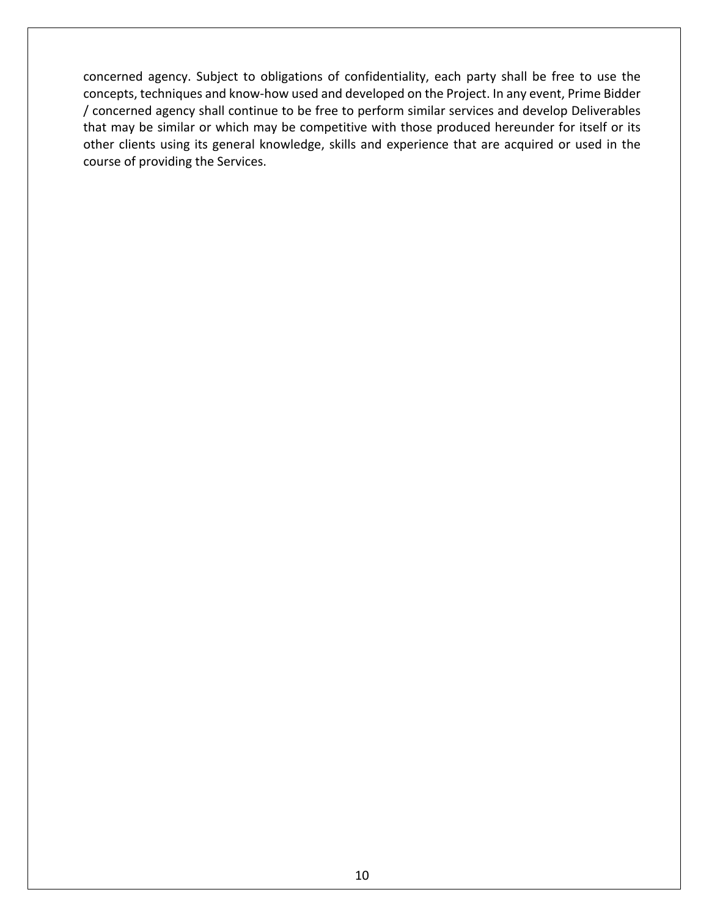concerned agency. Subject to obligations of confidentiality, each party shall be free to use the concepts, techniques and know-how used and developed on the Project. In any event, Prime Bidder / concerned agency shall continue to be free to perform similar services and develop Deliverables that may be similar or which may be competitive with those produced hereunder for itself or its other clients using its general knowledge, skills and experience that are acquired or used in the course of providing the Services.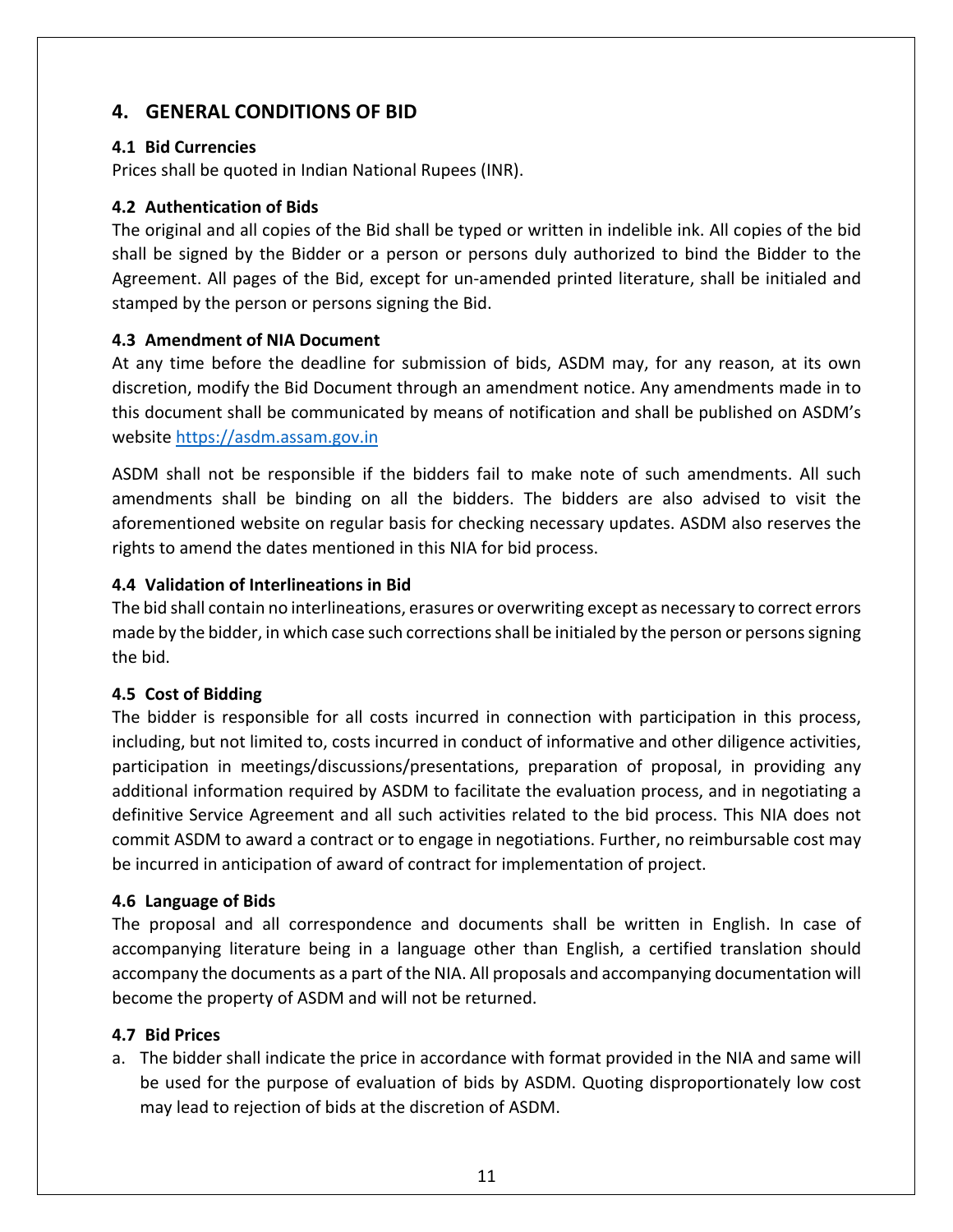## 4. GENERAL CONDITIONS OF BID

### 4.1 Bid Currencies

Prices shall be quoted in Indian National Rupees (INR).

### 4.2 Authentication of Bids

The original and all copies of the Bid shall be typed or written in indelible ink. All copies of the bid shall be signed by the Bidder or a person or persons duly authorized to bind the Bidder to the Agreement. All pages of the Bid, except for un-amended printed literature, shall be initialed and stamped by the person or persons signing the Bid.

### 4.3 Amendment of NIA Document

At any time before the deadline for submission of bids, ASDM may, for any reason, at its own discretion, modify the Bid Document through an amendment notice. Any amendments made in to this document shall be communicated by means of notification and shall be published on ASDM's website https://asdm.assam.gov.in

ASDM shall not be responsible if the bidders fail to make note of such amendments. All such amendments shall be binding on all the bidders. The bidders are also advised to visit the aforementioned website on regular basis for checking necessary updates. ASDM also reserves the rights to amend the dates mentioned in this NIA for bid process.

### 4.4 Validation of Interlineations in Bid

The bid shall contain no interlineations, erasures or overwriting except as necessary to correct errors made by the bidder, in which case such corrections shall be initialed by the person or persons signing the bid.

### 4.5 Cost of Bidding

The bidder is responsible for all costs incurred in connection with participation in this process, including, but not limited to, costs incurred in conduct of informative and other diligence activities, participation in meetings/discussions/presentations, preparation of proposal, in providing any additional information required by ASDM to facilitate the evaluation process, and in negotiating a definitive Service Agreement and all such activities related to the bid process. This NIA does not commit ASDM to award a contract or to engage in negotiations. Further, no reimbursable cost may be incurred in anticipation of award of contract for implementation of project.

### 4.6 Language of Bids

The proposal and all correspondence and documents shall be written in English. In case of accompanying literature being in a language other than English, a certified translation should accompany the documents as a part of the NIA. All proposals and accompanying documentation will become the property of ASDM and will not be returned.

### 4.7 Bid Prices

a. The bidder shall indicate the price in accordance with format provided in the NIA and same will be used for the purpose of evaluation of bids by ASDM. Quoting disproportionately low cost may lead to rejection of bids at the discretion of ASDM.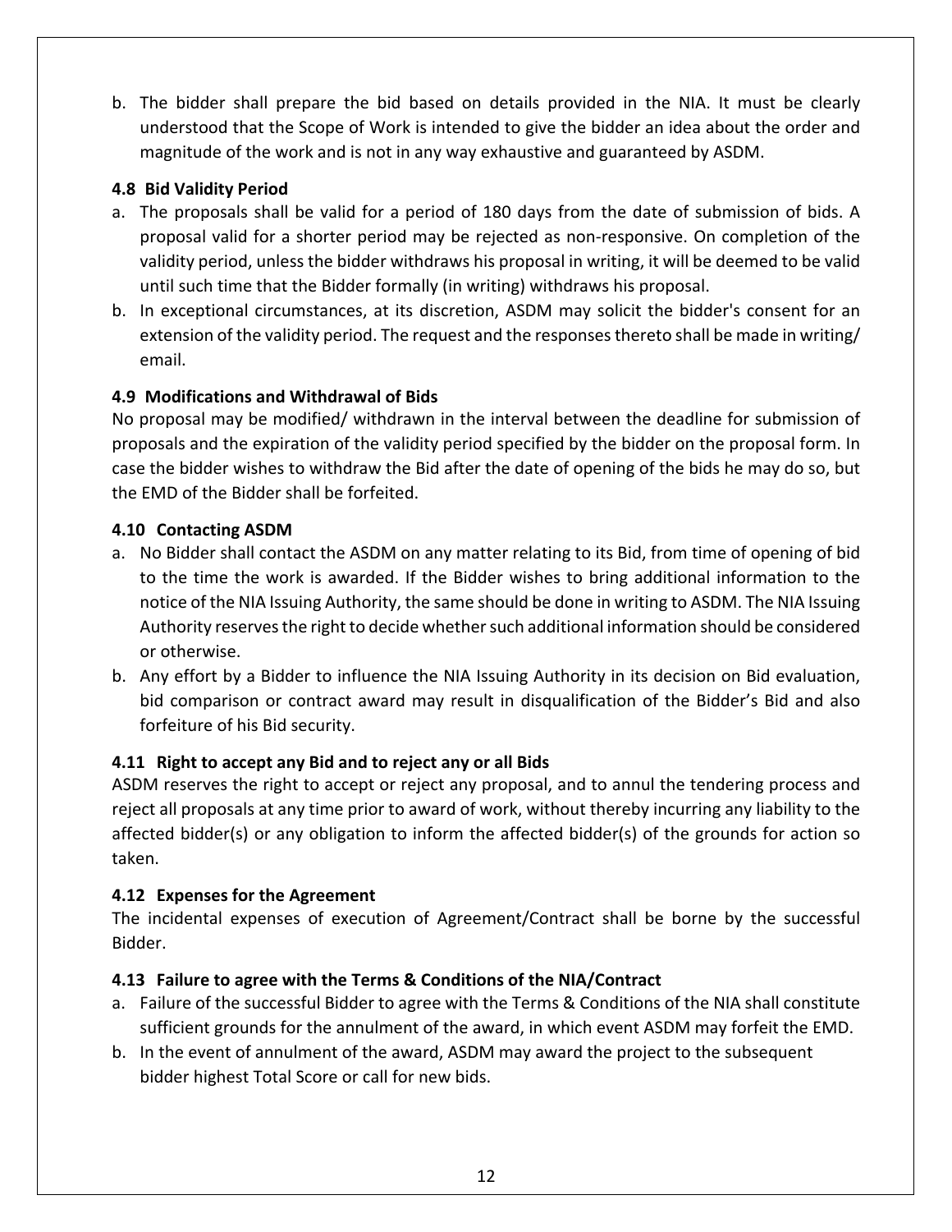b. The bidder shall prepare the bid based on details provided in the NIA. It must be clearly understood that the Scope of Work is intended to give the bidder an idea about the order and magnitude of the work and is not in any way exhaustive and guaranteed by ASDM.

### 4.8 Bid Validity Period

a. The proposals shall be valid for a period of 180 days from the date of submission of bids. A proposal valid for a shorter period may be rejected as non-responsive. On completion of the validity period, unless the bidder withdraws his proposal in writing, it will be deemed to be valid until such time that the Bidder formally (in writing) withdraws his proposal.
b. In exceptional circumstances, at its discretion, ASDM may solicit the bidder's consent for an extension of the validity period. The request and the responses thereto shall be made in writing/ email.

### 4.9 Modifications and Withdrawal of Bids

No proposal may be modified/ withdrawn in the interval between the deadline for submission of proposals and the expiration of the validity period specified by the bidder on the proposal form. In case the bidder wishes to withdraw the Bid after the date of opening of the bids he may do so, but the EMD of the Bidder shall be forfeited.

### 4.10 Contacting ASDM

a. No Bidder shall contact the ASDM on any matter relating to its Bid, from time of opening of bid to the time the work is awarded. If the Bidder wishes to bring additional information to the notice of the NIA Issuing Authority, the same should be done in writing to ASDM. The NIA Issuing Authority reserves the right to decide whether such additional information should be considered or otherwise.
b. Any effort by a Bidder to influence the NIA Issuing Authority in its decision on Bid evaluation, bid comparison or contract award may result in disqualification of the Bidder's Bid and also forfeiture of his Bid security.

### 4.11 Right to accept any Bid and to reject any or all Bids

ASDM reserves the right to accept or reject any proposal, and to annul the tendering process and reject all proposals at any time prior to award of work, without thereby incurring any liability to the affected bidder(s) or any obligation to inform the affected bidder(s) of the grounds for action so taken.

### 4.12 Expenses for the Agreement

The incidental expenses of execution of Agreement/Contract shall be borne by the successful Bidder.

### 4.13 Failure to agree with the Terms & Conditions of the NIA/Contract

a. Failure of the successful Bidder to agree with the Terms & Conditions of the NIA shall constitute sufficient grounds for the annulment of the award, in which event ASDM may forfeit the EMD.
b. In the event of annulment of the award, ASDM may award the project to the subsequent bidder highest Total Score or call for new bids.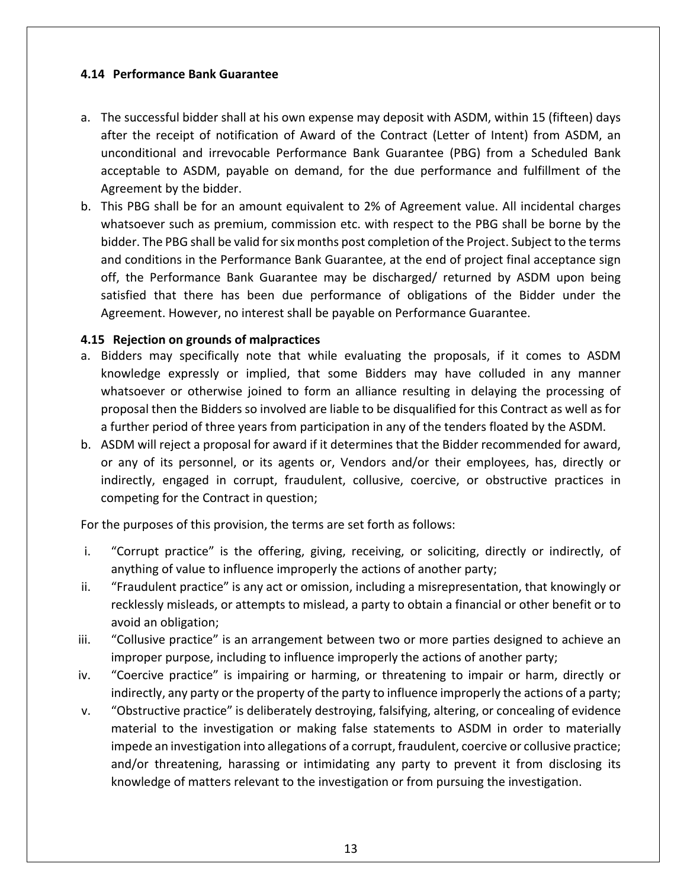### 4.14 Performance Bank Guarantee

a. The successful bidder shall at his own expense may deposit with ASDM, within 15 (fifteen) days after the receipt of notification of Award of the Contract (Letter of Intent) from ASDM, an unconditional and irrevocable Performance Bank Guarantee (PBG) from a Scheduled Bank acceptable to ASDM, payable on demand, for the due performance and fulfillment of the Agreement by the bidder.

b. This PBG shall be for an amount equivalent to 2% of Agreement value. All incidental charges whatsoever such as premium, commission etc. with respect to the PBG shall be borne by the bidder. The PBG shall be valid for six months post completion of the Project. Subject to the terms and conditions in the Performance Bank Guarantee, at the end of project final acceptance sign off, the Performance Bank Guarantee may be discharged/ returned by ASDM upon being satisfied that there has been due performance of obligations of the Bidder under the Agreement. However, no interest shall be payable on Performance Guarantee.

### 4.15 Rejection on grounds of malpractices

a. Bidders may specifically note that while evaluating the proposals, if it comes to ASDM knowledge expressly or implied, that some Bidders may have colluded in any manner whatsoever or otherwise joined to form an alliance resulting in delaying the processing of proposal then the Bidders so involved are liable to be disqualified for this Contract as well as for a further period of three years from participation in any of the tenders floated by the ASDM.

b. ASDM will reject a proposal for award if it determines that the Bidder recommended for award, or any of its personnel, or its agents or, Vendors and/or their employees, has, directly or indirectly, engaged in corrupt, fraudulent, collusive, coercive, or obstructive practices in competing for the Contract in question;

For the purposes of this provision, the terms are set forth as follows:

i. "Corrupt practice" is the offering, giving, receiving, or soliciting, directly or indirectly, of anything of value to influence improperly the actions of another party;

ii. "Fraudulent practice" is any act or omission, including a misrepresentation, that knowingly or recklessly misleads, or attempts to mislead, a party to obtain a financial or other benefit or to avoid an obligation;

iii. "Collusive practice" is an arrangement between two or more parties designed to achieve an improper purpose, including to influence improperly the actions of another party;

iv. "Coercive practice" is impairing or harming, or threatening to impair or harm, directly or indirectly, any party or the property of the party to influence improperly the actions of a party;

v. "Obstructive practice" is deliberately destroying, falsifying, altering, or concealing of evidence material to the investigation or making false statements to ASDM in order to materially impede an investigation into allegations of a corrupt, fraudulent, coercive or collusive practice; and/or threatening, harassing or intimidating any party to prevent it from disclosing its knowledge of matters relevant to the investigation or from pursuing the investigation.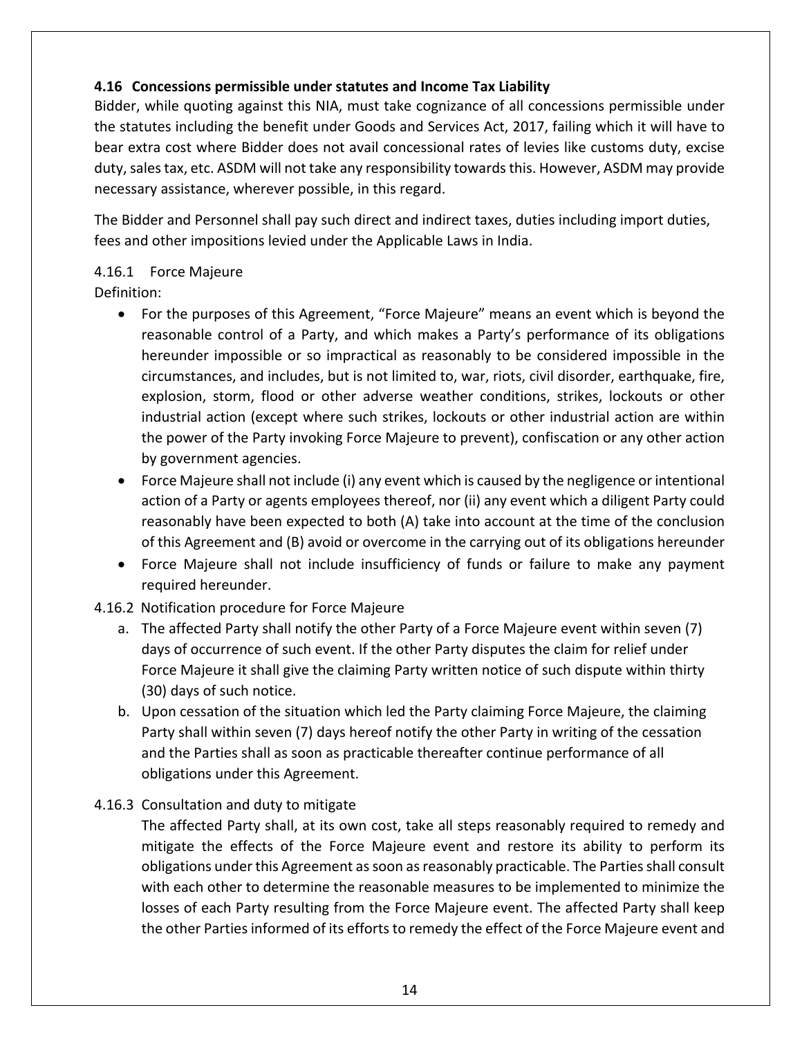### 4.16 Concessions permissible under statutes and Income Tax Liability

Bidder, while quoting against this NIA, must take cognizance of all concessions permissible under the statutes including the benefit under Goods and Services Act, 2017, failing which it will have to bear extra cost where Bidder does not avail concessional rates of levies like customs duty, excise duty, sales tax, etc. ASDM will not take any responsibility towards this. However, ASDM may provide necessary assistance, wherever possible, in this regard.

The Bidder and Personnel shall pay such direct and indirect taxes, duties including import duties, fees and other impositions levied under the Applicable Laws in India.

#### 4.16.1 Force Majeure

Definition:

- For the purposes of this Agreement, "Force Majeure" means an event which is beyond the reasonable control of a Party, and which makes a Party's performance of its obligations hereunder impossible or so impractical as reasonably to be considered impossible in the circumstances, and includes, but is not limited to, war, riots, civil disorder, earthquake, fire, explosion, storm, flood or other adverse weather conditions, strikes, lockouts or other industrial action (except where such strikes, lockouts or other industrial action are within the power of the Party invoking Force Majeure to prevent), confiscation or any other action by government agencies.
- Force Majeure shall not include (i) any event which is caused by the negligence or intentional action of a Party or agents employees thereof, nor (ii) any event which a diligent Party could reasonably have been expected to both (A) take into account at the time of the conclusion of this Agreement and (B) avoid or overcome in the carrying out of its obligations hereunder
- Force Majeure shall not include insufficiency of funds or failure to make any payment required hereunder.

#### 4.16.2 Notification procedure for Force Majeure

a. The affected Party shall notify the other Party of a Force Majeure event within seven (7) days of occurrence of such event. If the other Party disputes the claim for relief under Force Majeure it shall give the claiming Party written notice of such dispute within thirty (30) days of such notice.

b. Upon cessation of the situation which led the Party claiming Force Majeure, the claiming Party shall within seven (7) days hereof notify the other Party in writing of the cessation and the Parties shall as soon as practicable thereafter continue performance of all obligations under this Agreement.

#### 4.16.3 Consultation and duty to mitigate

The affected Party shall, at its own cost, take all steps reasonably required to remedy and mitigate the effects of the Force Majeure event and restore its ability to perform its obligations under this Agreement as soon as reasonably practicable. The Parties shall consult with each other to determine the reasonable measures to be implemented to minimize the losses of each Party resulting from the Force Majeure event. The affected Party shall keep the other Parties informed of its efforts to remedy the effect of the Force Majeure event and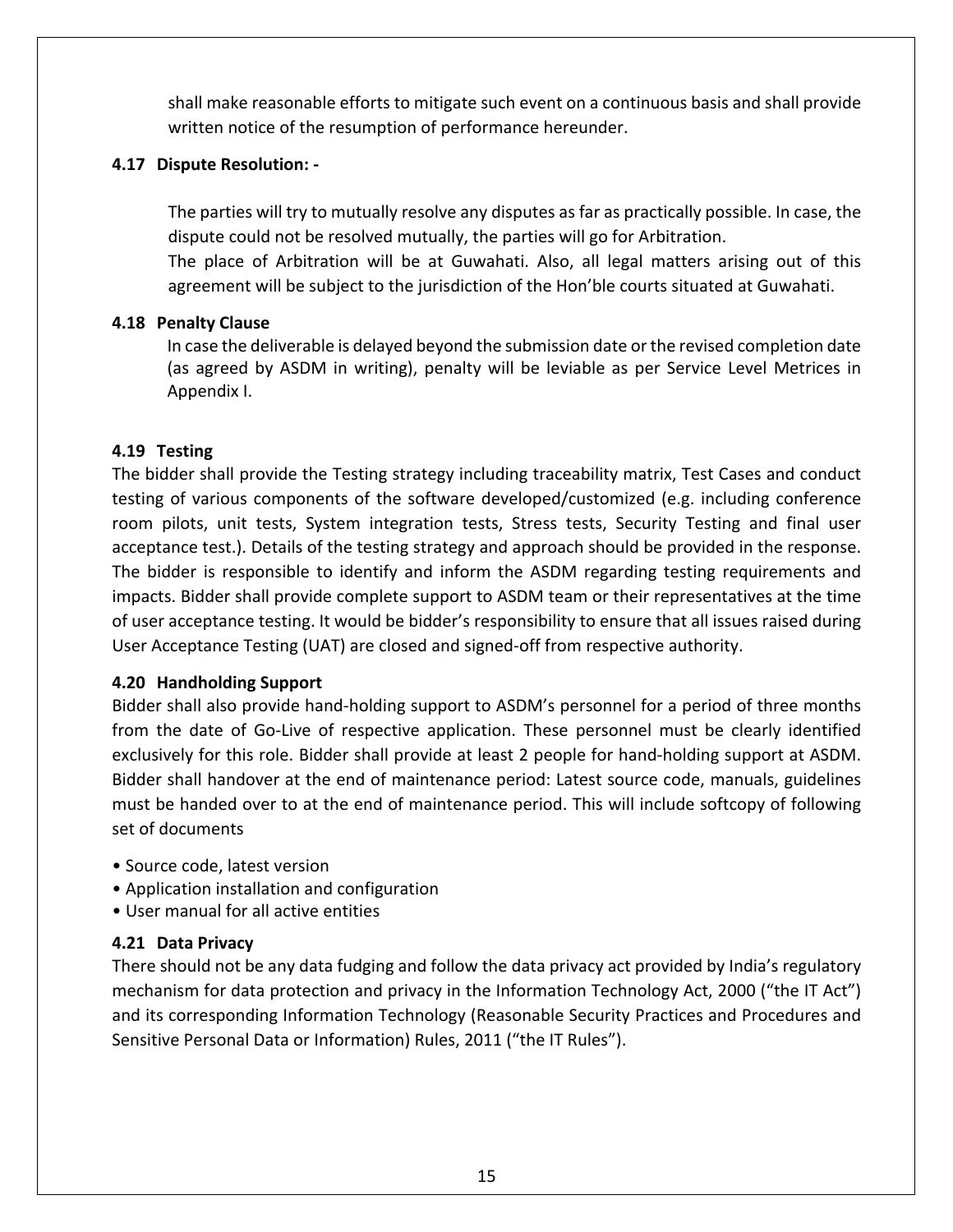shall make reasonable efforts to mitigate such event on a continuous basis and shall provide written notice of the resumption of performance hereunder.

### 4.17 Dispute Resolution: -

The parties will try to mutually resolve any disputes as far as practically possible. In case, the dispute could not be resolved mutually, the parties will go for Arbitration.
The place of Arbitration will be at Guwahati. Also, all legal matters arising out of this agreement will be subject to the jurisdiction of the Hon'ble courts situated at Guwahati.

### 4.18 Penalty Clause

In case the deliverable is delayed beyond the submission date or the revised completion date (as agreed by ASDM in writing), penalty will be leviable as per Service Level Metrices in Appendix I.

### 4.19 Testing

The bidder shall provide the Testing strategy including traceability matrix, Test Cases and conduct testing of various components of the software developed/customized (e.g. including conference room pilots, unit tests, System integration tests, Stress tests, Security Testing and final user acceptance test.). Details of the testing strategy and approach should be provided in the response. The bidder is responsible to identify and inform the ASDM regarding testing requirements and impacts. Bidder shall provide complete support to ASDM team or their representatives at the time of user acceptance testing. It would be bidder's responsibility to ensure that all issues raised during User Acceptance Testing (UAT) are closed and signed-off from respective authority.

### 4.20 Handholding Support

Bidder shall also provide hand-holding support to ASDM's personnel for a period of three months from the date of Go-Live of respective application. These personnel must be clearly identified exclusively for this role. Bidder shall provide at least 2 people for hand-holding support at ASDM. Bidder shall handover at the end of maintenance period: Latest source code, manuals, guidelines must be handed over to at the end of maintenance period. This will include softcopy of following set of documents

- Source code, latest version
- Application installation and configuration
- User manual for all active entities

### 4.21 Data Privacy

There should not be any data fudging and follow the data privacy act provided by India's regulatory mechanism for data protection and privacy in the Information Technology Act, 2000 ("the IT Act") and its corresponding Information Technology (Reasonable Security Practices and Procedures and Sensitive Personal Data or Information) Rules, 2011 ("the IT Rules").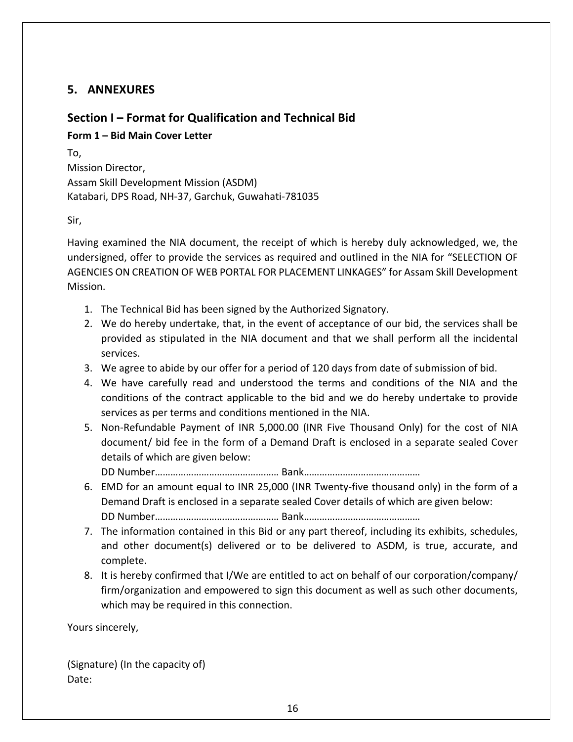## 5. ANNEXURES

### Section I – Format for Qualification and Technical Bid

**Form 1 – Bid Main Cover Letter**

To,
Mission Director,
Assam Skill Development Mission (ASDM)
Katabari, DPS Road, NH-37, Garchuk, Guwahati-781035

Sir,

Having examined the NIA document, the receipt of which is hereby duly acknowledged, we, the undersigned, offer to provide the services as required and outlined in the NIA for "SELECTION OF AGENCIES ON CREATION OF WEB PORTAL FOR PLACEMENT LINKAGES" for Assam Skill Development Mission.

1. The Technical Bid has been signed by the Authorized Signatory.
2. We do hereby undertake, that, in the event of acceptance of our bid, the services shall be provided as stipulated in the NIA document and that we shall perform all the incidental services.
3. We agree to abide by our offer for a period of 120 days from date of submission of bid.
4. We have carefully read and understood the terms and conditions of the NIA and the conditions of the contract applicable to the bid and we do hereby undertake to provide services as per terms and conditions mentioned in the NIA.
5. Non-Refundable Payment of INR 5,000.00 (INR Five Thousand Only) for the cost of NIA document/ bid fee in the form of a Demand Draft is enclosed in a separate sealed Cover details of which are given below:
   DD Number………………………………………… Bank………………………………………
6. EMD for an amount equal to INR 25,000 (INR Twenty-five thousand only) in the form of a Demand Draft is enclosed in a separate sealed Cover details of which are given below:
   DD Number………………………………………… Bank………………………………………
7. The information contained in this Bid or any part thereof, including its exhibits, schedules, and other document(s) delivered or to be delivered to ASDM, is true, accurate, and complete.
8. It is hereby confirmed that I/We are entitled to act on behalf of our corporation/company/ firm/organization and empowered to sign this document as well as such other documents, which may be required in this connection.

Yours sincerely,

(Signature) (In the capacity of)
Date: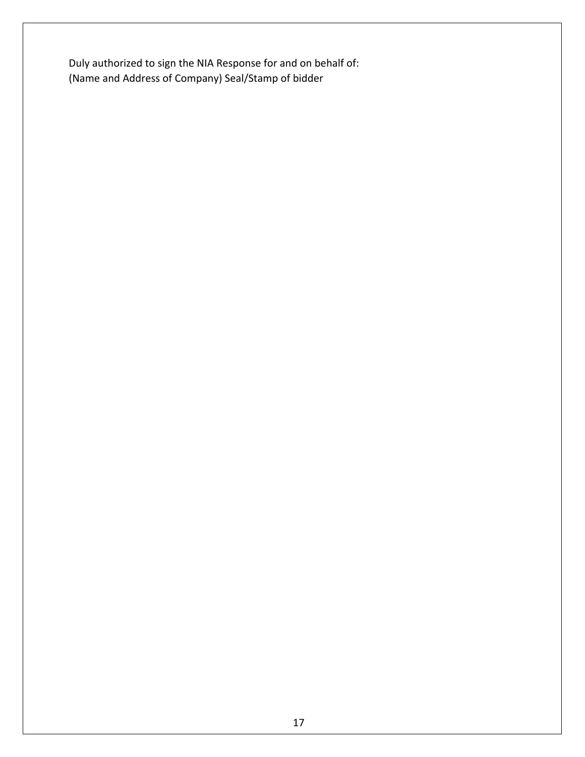Duly authorized to sign the NIA Response for and on behalf of:
(Name and Address of Company) Seal/Stamp of bidder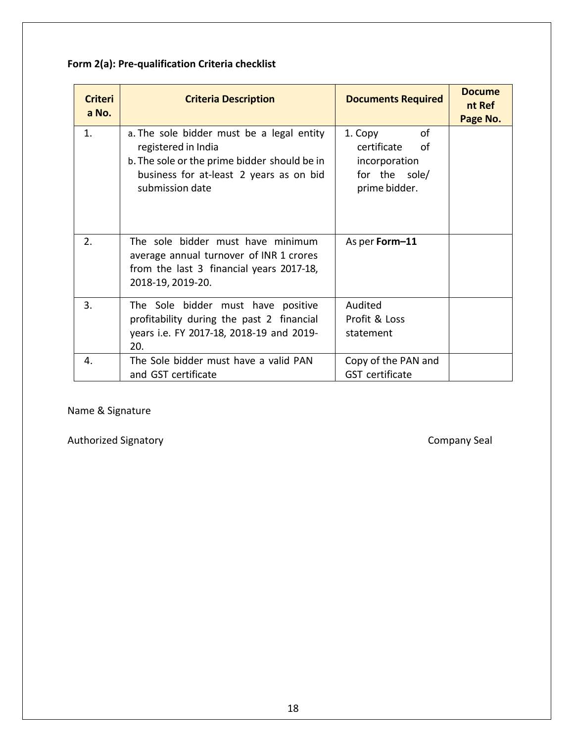**Form 2(a): Pre-qualification Criteria checklist**

| Criteria No. | Criteria Description | Documents Required | Document Ref Page No. |
|---|---|---|---|
| 1. | a. The sole bidder must be a legal entity registered in India<br>b. The sole or the prime bidder should be in business for at-least 2 years as on bid submission date | 1. Copy of certificate of incorporation for the sole/ prime bidder. | |
| 2. | The sole bidder must have minimum average annual turnover of INR 1 crores from the last 3 financial years 2017-18, 2018-19, 2019-20. | As per **Form–11** | |
| 3. | The Sole bidder must have positive profitability during the past 2 financial years i.e. FY 2017-18, 2018-19 and 2019-20. | Audited Profit & Loss statement | |
| 4. | The Sole bidder must have a valid PAN and GST certificate | Copy of the PAN and GST certificate | |

Name & Signature

Authorized Signatory                                                                                    Company Seal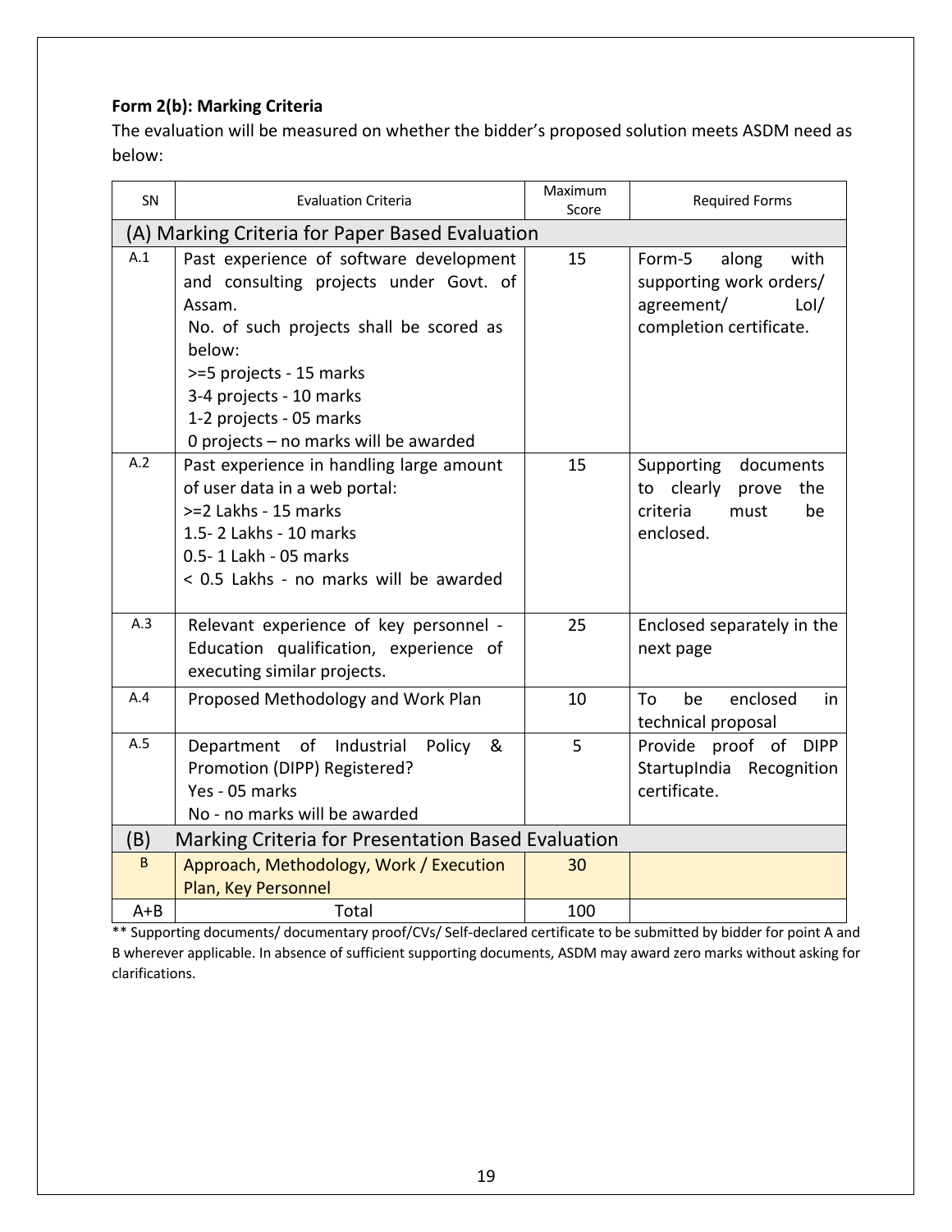**Form 2(b): Marking Criteria**

The evaluation will be measured on whether the bidder's proposed solution meets ASDM need as below:

| SN | Evaluation Criteria | Maximum Score | Required Forms |
|---|---|---|---|
| (A) Marking Criteria for Paper Based Evaluation | | | |
| A.1 | Past experience of software development and consulting projects under Govt. of Assam.<br>No. of such projects shall be scored as below:<br>>=5 projects - 15 marks<br>3-4 projects - 10 marks<br>1-2 projects - 05 marks<br>0 projects – no marks will be awarded | 15 | Form-5 along with supporting work orders/ agreement/ LoI/ completion certificate. |
| A.2 | Past experience in handling large amount of user data in a web portal:<br>>=2 Lakhs - 15 marks<br>1.5- 2 Lakhs - 10 marks<br>0.5- 1 Lakh - 05 marks<br>< 0.5 Lakhs - no marks will be awarded | 15 | Supporting documents to clearly prove the criteria must be enclosed. |
| A.3 | Relevant experience of key personnel - Education qualification, experience of executing similar projects. | 25 | Enclosed separately in the next page |
| A.4 | Proposed Methodology and Work Plan | 10 | To be enclosed in technical proposal |
| A.5 | Department of Industrial Policy & Promotion (DIPP) Registered?<br>Yes - 05 marks<br>No - no marks will be awarded | 5 | Provide proof of DIPP StartupIndia Recognition certificate. |
| (B) | Marking Criteria for Presentation Based Evaluation | | |
| B | Approach, Methodology, Work / Execution Plan, Key Personnel | 30 | |
| A+B | Total | 100 | |

** Supporting documents/ documentary proof/CVs/ Self-declared certificate to be submitted by bidder for point A and B wherever applicable. In absence of sufficient supporting documents, ASDM may award zero marks without asking for clarifications.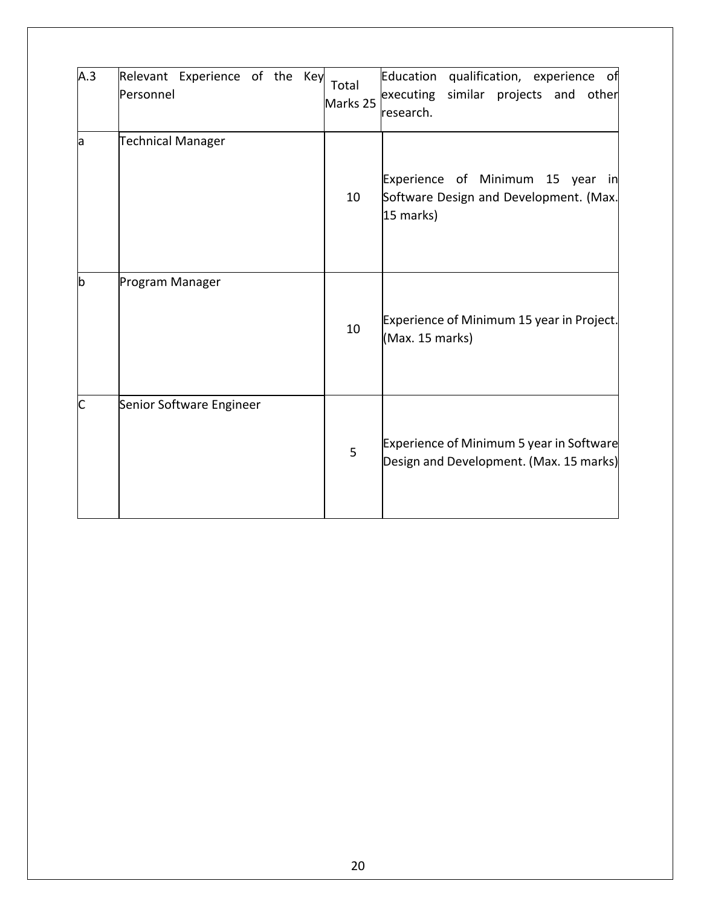| A.3 | Relevant Experience of the Key Personnel | Total Marks 25 | Education qualification, experience of executing similar projects and other research. |
|---|---|---|---|
| a | Technical Manager | 10 | Experience of Minimum 15 year in Software Design and Development. (Max. 15 marks) |
| b | Program Manager | 10 | Experience of Minimum 15 year in Project. (Max. 15 marks) |
| C | Senior Software Engineer | 5 | Experience of Minimum 5 year in Software Design and Development. (Max. 15 marks) |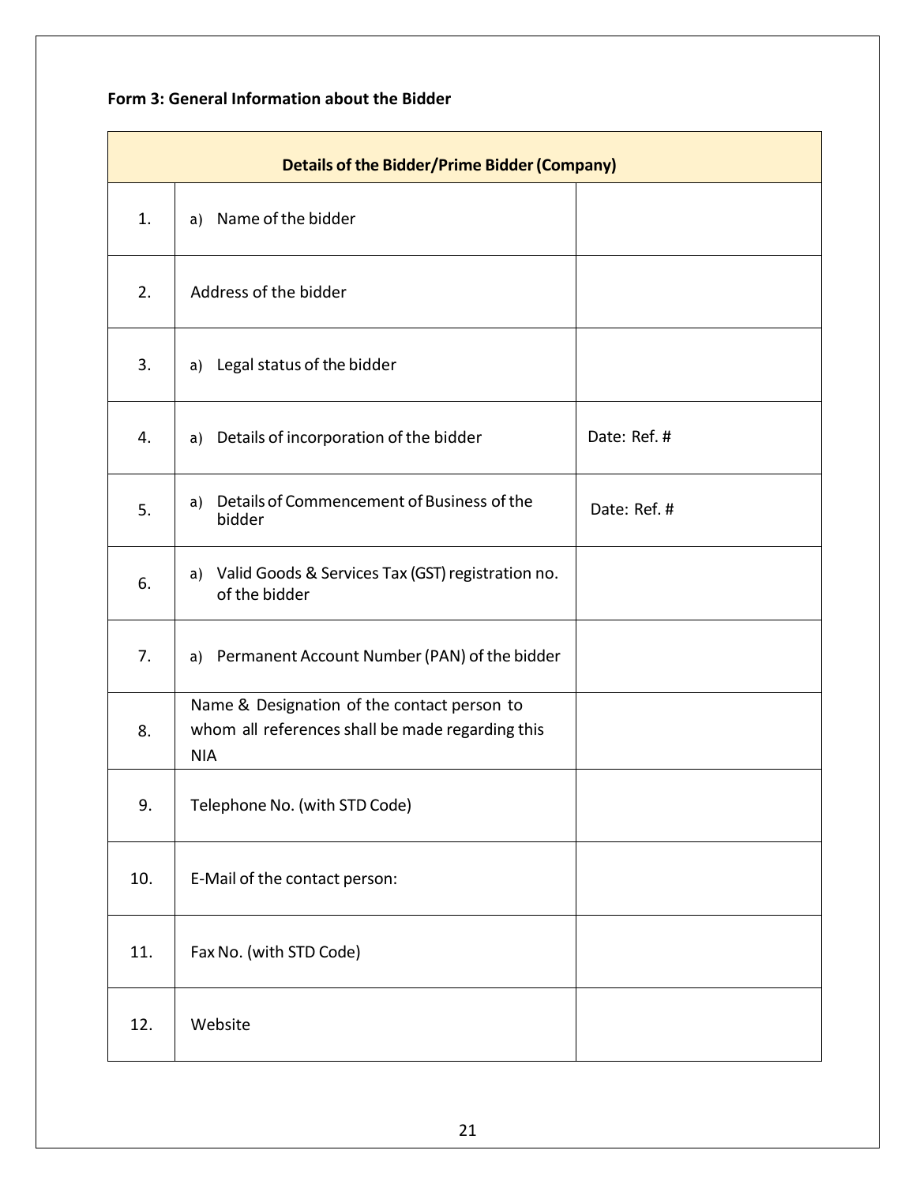**Form 3: General Information about the Bidder**

| Details of the Bidder/Prime Bidder (Company) | | |
|---|---|---|
| 1. | a) Name of the bidder | |
| 2. | Address of the bidder | |
| 3. | a) Legal status of the bidder | |
| 4. | a) Details of incorporation of the bidder | Date: Ref. # |
| 5. | a) Details of Commencement of Business of the bidder | Date: Ref. # |
| 6. | a) Valid Goods & Services Tax (GST) registration no. of the bidder | |
| 7. | a) Permanent Account Number (PAN) of the bidder | |
| 8. | Name & Designation of the contact person to whom all references shall be made regarding this NIA | |
| 9. | Telephone No. (with STD Code) | |
| 10. | E-Mail of the contact person: | |
| 11. | Fax No. (with STD Code) | |
| 12. | Website | |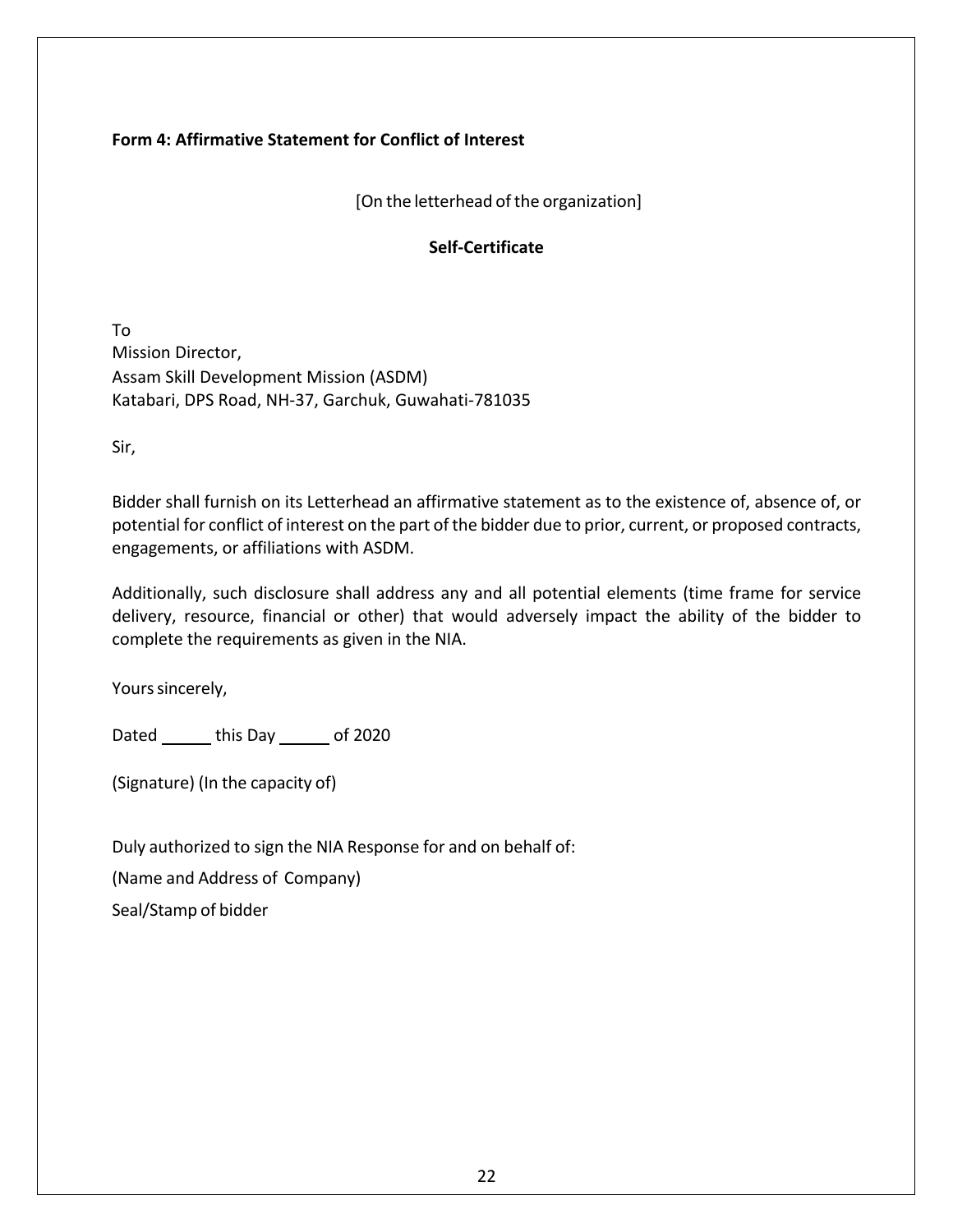**Form 4: Affirmative Statement for Conflict of Interest**

[On the letterhead of the organization]

**Self-Certificate**

To
Mission Director,
Assam Skill Development Mission (ASDM)
Katabari, DPS Road, NH-37, Garchuk, Guwahati-781035

Sir,

Bidder shall furnish on its Letterhead an affirmative statement as to the existence of, absence of, or potential for conflict of interest on the part of the bidder due to prior, current, or proposed contracts, engagements, or affiliations with ASDM.

Additionally, such disclosure shall address any and all potential elements (time frame for service delivery, resource, financial or other) that would adversely impact the ability of the bidder to complete the requirements as given in the NIA.

Yours sincerely,

Dated _____ this Day _____ of 2020

(Signature) (In the capacity of)

Duly authorized to sign the NIA Response for and on behalf of:

(Name and Address of Company)

Seal/Stamp of bidder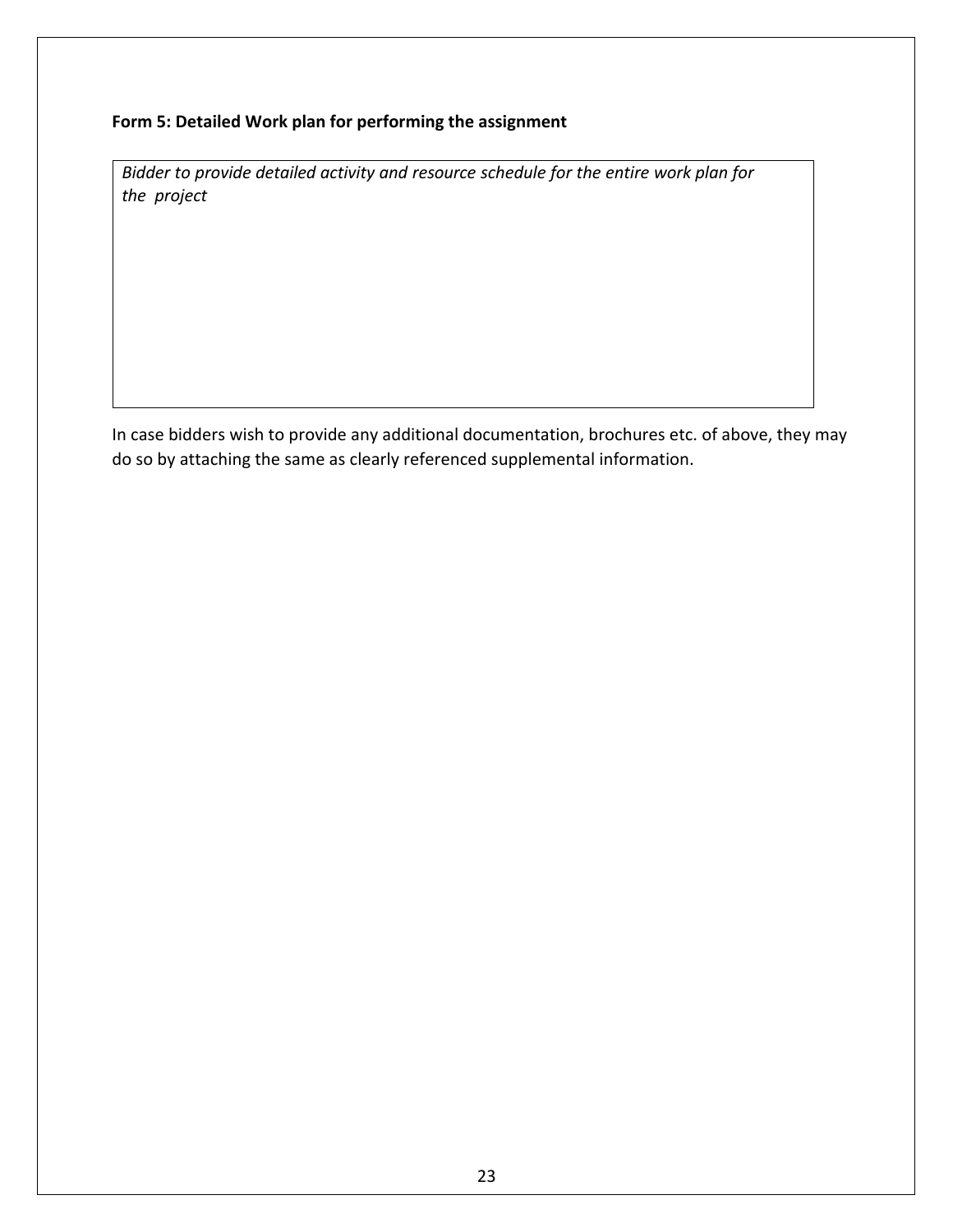**Form 5: Detailed Work plan for performing the assignment**

| *Bidder to provide detailed activity and resource schedule for the entire work plan for the project* |
|---|

In case bidders wish to provide any additional documentation, brochures etc. of above, they may do so by attaching the same as clearly referenced supplemental information.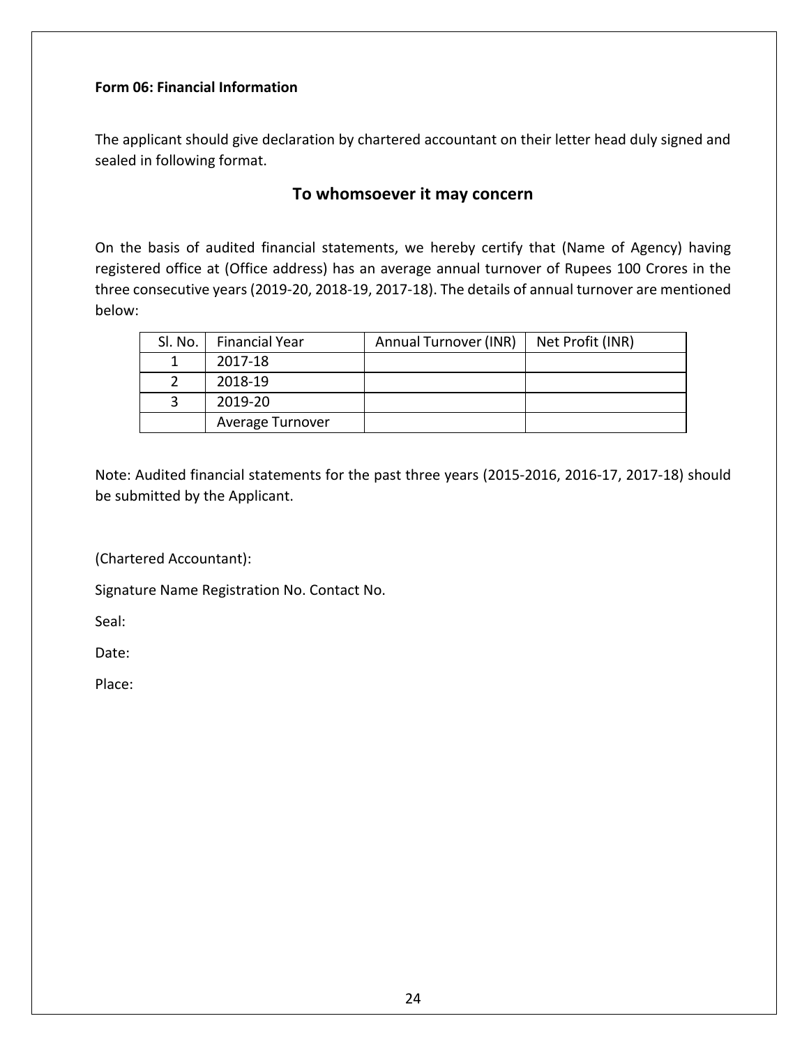**Form 06: Financial Information**

The applicant should give declaration by chartered accountant on their letter head duly signed and sealed in following format.

## To whomsoever it may concern

On the basis of audited financial statements, we hereby certify that (Name of Agency) having registered office at (Office address) has an average annual turnover of Rupees 100 Crores in the three consecutive years (2019-20, 2018-19, 2017-18). The details of annual turnover are mentioned below:

| Sl. No. | Financial Year | Annual Turnover (INR) | Net Profit (INR) |
|---|---|---|---|
| 1 | 2017-18 | | |
| 2 | 2018-19 | | |
| 3 | 2019-20 | | |
| | Average Turnover | | |

Note: Audited financial statements for the past three years (2015-2016, 2016-17, 2017-18) should be submitted by the Applicant.

(Chartered Accountant):

Signature Name Registration No. Contact No.

Seal:

Date:

Place: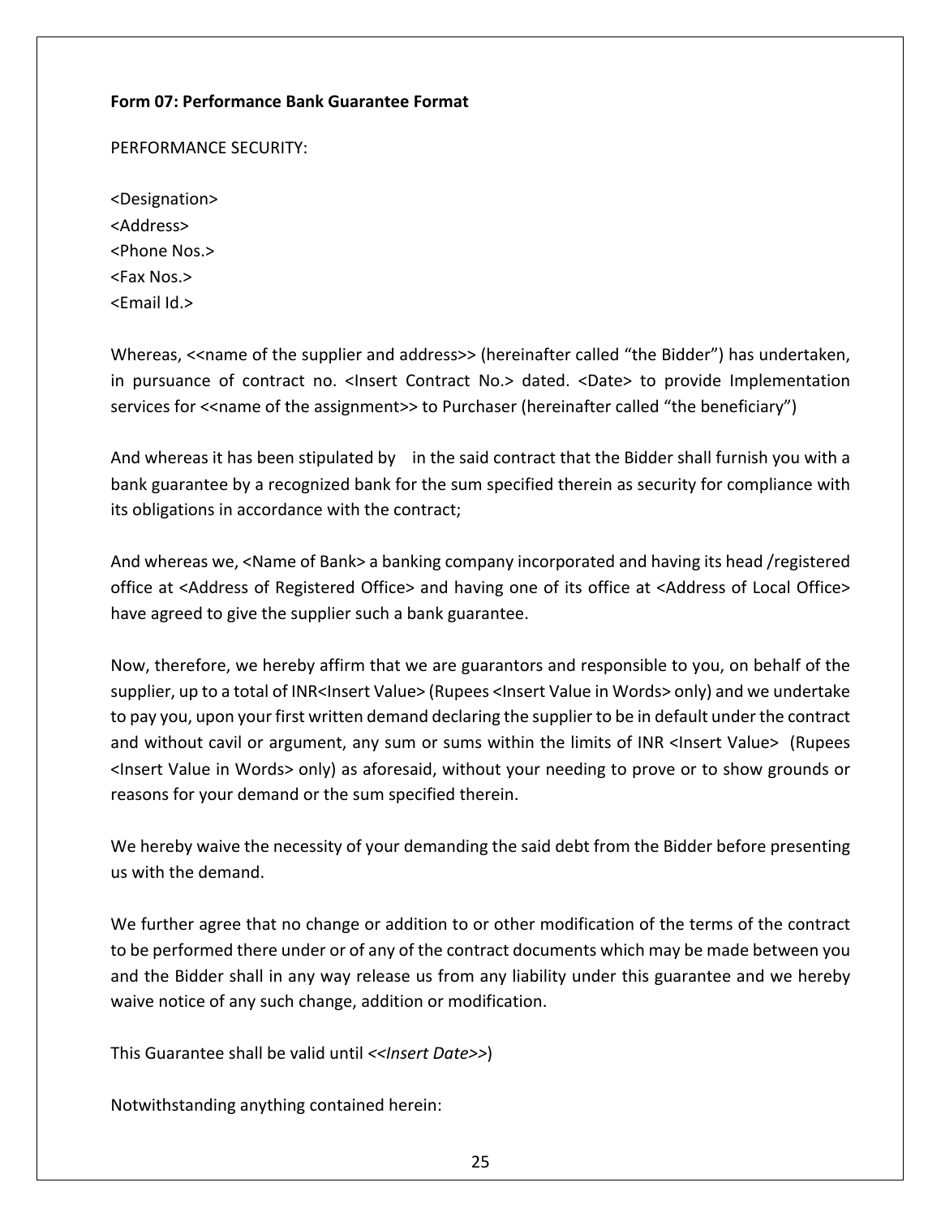**Form 07: Performance Bank Guarantee Format**

PERFORMANCE SECURITY:

<Designation>
<Address>
<Phone Nos.>
<Fax Nos.>
<Email Id.>

Whereas, <<name of the supplier and address>> (hereinafter called "the Bidder") has undertaken, in pursuance of contract no. <Insert Contract No.> dated. <Date> to provide Implementation services for <<name of the assignment>> to Purchaser (hereinafter called "the beneficiary")

And whereas it has been stipulated by in the said contract that the Bidder shall furnish you with a bank guarantee by a recognized bank for the sum specified therein as security for compliance with its obligations in accordance with the contract;

And whereas we, <Name of Bank> a banking company incorporated and having its head /registered office at <Address of Registered Office> and having one of its office at <Address of Local Office> have agreed to give the supplier such a bank guarantee.

Now, therefore, we hereby affirm that we are guarantors and responsible to you, on behalf of the supplier, up to a total of INR<Insert Value> (Rupees <Insert Value in Words> only) and we undertake to pay you, upon your first written demand declaring the supplier to be in default under the contract and without cavil or argument, any sum or sums within the limits of INR <Insert Value> (Rupees <Insert Value in Words> only) as aforesaid, without your needing to prove or to show grounds or reasons for your demand or the sum specified therein.

We hereby waive the necessity of your demanding the said debt from the Bidder before presenting us with the demand.

We further agree that no change or addition to or other modification of the terms of the contract to be performed there under or of any of the contract documents which may be made between you and the Bidder shall in any way release us from any liability under this guarantee and we hereby waive notice of any such change, addition or modification.

This Guarantee shall be valid until *<<Insert Date>>*)

Notwithstanding anything contained herein: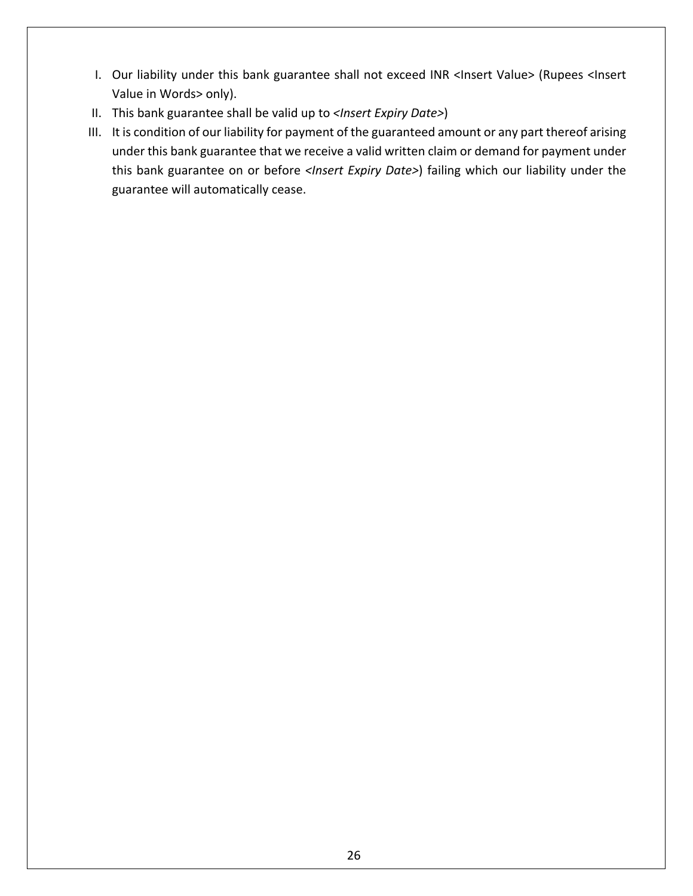I. Our liability under this bank guarantee shall not exceed INR <Insert Value> (Rupees <Insert Value in Words> only).
II. This bank guarantee shall be valid up to *<Insert Expiry Date>*)
III. It is condition of our liability for payment of the guaranteed amount or any part thereof arising under this bank guarantee that we receive a valid written claim or demand for payment under this bank guarantee on or before *<Insert Expiry Date>*) failing which our liability under the guarantee will automatically cease.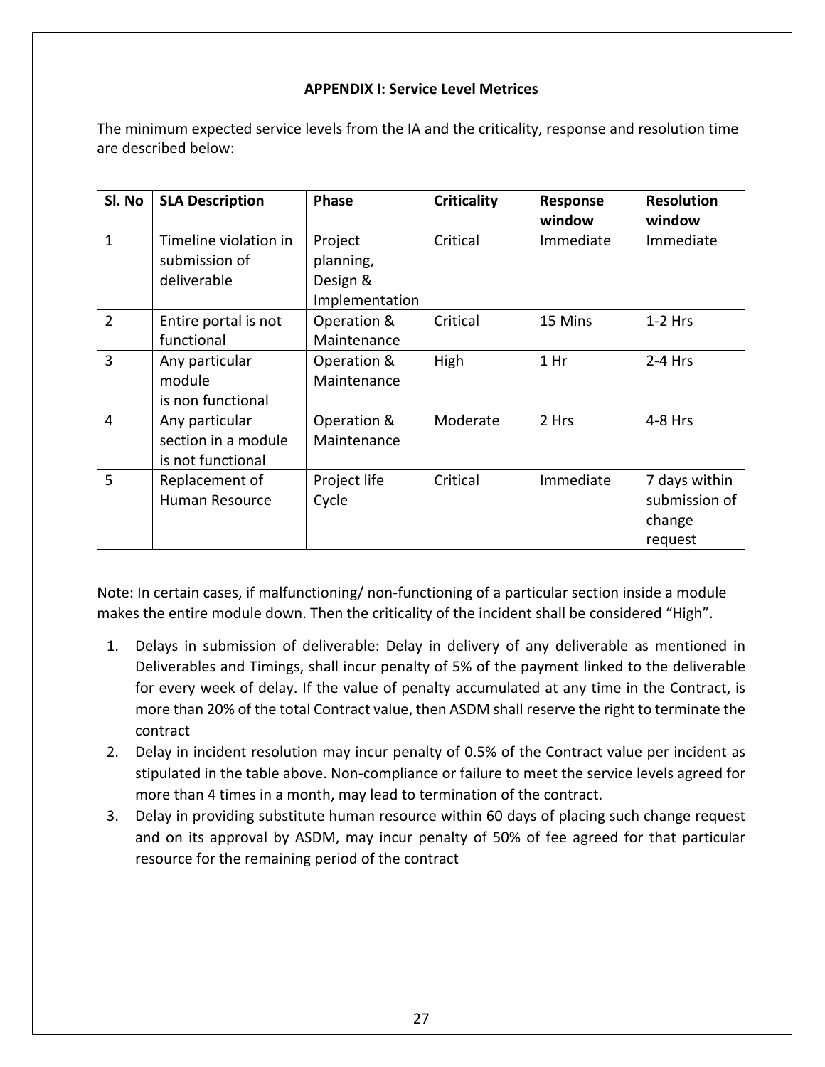**APPENDIX I: Service Level Metrices**

The minimum expected service levels from the IA and the criticality, response and resolution time are described below:

| Sl. No | SLA Description | Phase | Criticality | Response window | Resolution window |
|---|---|---|---|---|---|
| 1 | Timeline violation in submission of deliverable | Project planning, Design & Implementation | Critical | Immediate | Immediate |
| 2 | Entire portal is not functional | Operation & Maintenance | Critical | 15 Mins | 1-2 Hrs |
| 3 | Any particular module is non functional | Operation & Maintenance | High | 1 Hr | 2-4 Hrs |
| 4 | Any particular section in a module is not functional | Operation & Maintenance | Moderate | 2 Hrs | 4-8 Hrs |
| 5 | Replacement of Human Resource | Project life Cycle | Critical | Immediate | 7 days within submission of change request |

Note: In certain cases, if malfunctioning/ non-functioning of a particular section inside a module makes the entire module down. Then the criticality of the incident shall be considered "High".

1. Delays in submission of deliverable: Delay in delivery of any deliverable as mentioned in Deliverables and Timings, shall incur penalty of 5% of the payment linked to the deliverable for every week of delay. If the value of penalty accumulated at any time in the Contract, is more than 20% of the total Contract value, then ASDM shall reserve the right to terminate the contract
2. Delay in incident resolution may incur penalty of 0.5% of the Contract value per incident as stipulated in the table above. Non-compliance or failure to meet the service levels agreed for more than 4 times in a month, may lead to termination of the contract.
3. Delay in providing substitute human resource within 60 days of placing such change request and on its approval by ASDM, may incur penalty of 50% of fee agreed for that particular resource for the remaining period of the contract